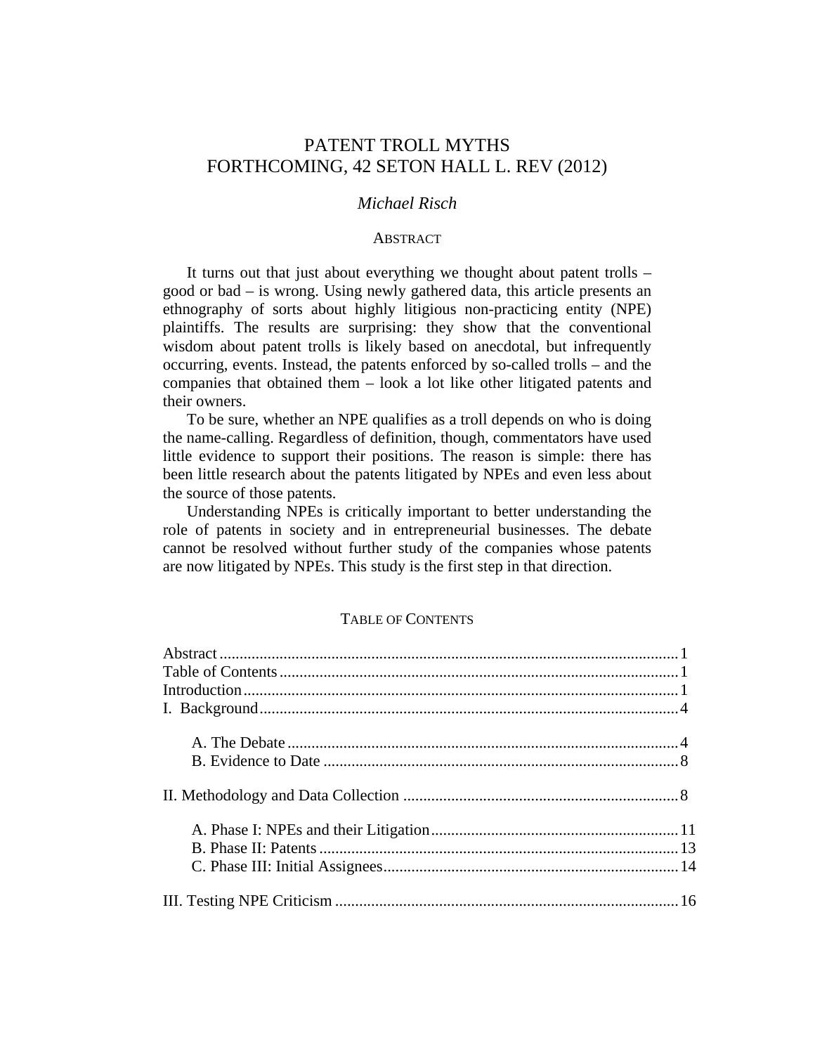# PATENT TROLL MYTHS
# FORTHCOMING, 42 SETON HALL L. REV (2012)

*Michael Risch*

## ABSTRACT

It turns out that just about everything we thought about patent trolls – good or bad – is wrong. Using newly gathered data, this article presents an ethnography of sorts about highly litigious non-practicing entity (NPE) plaintiffs. The results are surprising: they show that the conventional wisdom about patent trolls is likely based on anecdotal, but infrequently occurring, events. Instead, the patents enforced by so-called trolls – and the companies that obtained them – look a lot like other litigated patents and their owners.

To be sure, whether an NPE qualifies as a troll depends on who is doing the name-calling. Regardless of definition, though, commentators have used little evidence to support their positions. The reason is simple: there has been little research about the patents litigated by NPEs and even less about the source of those patents.

Understanding NPEs is critically important to better understanding the role of patents in society and in entrepreneurial businesses. The debate cannot be resolved without further study of the companies whose patents are now litigated by NPEs. This study is the first step in that direction.

## TABLE OF CONTENTS

Abstract ..... 1
Table of Contents ..... 1
Introduction ..... 1
I. Background ..... 4

- A. The Debate ..... 4
- B. Evidence to Date ..... 8

II. Methodology and Data Collection ..... 8

- A. Phase I: NPEs and their Litigation ..... 11
- B. Phase II: Patents ..... 13
- C. Phase III: Initial Assignees ..... 14

III. Testing NPE Criticism ..... 16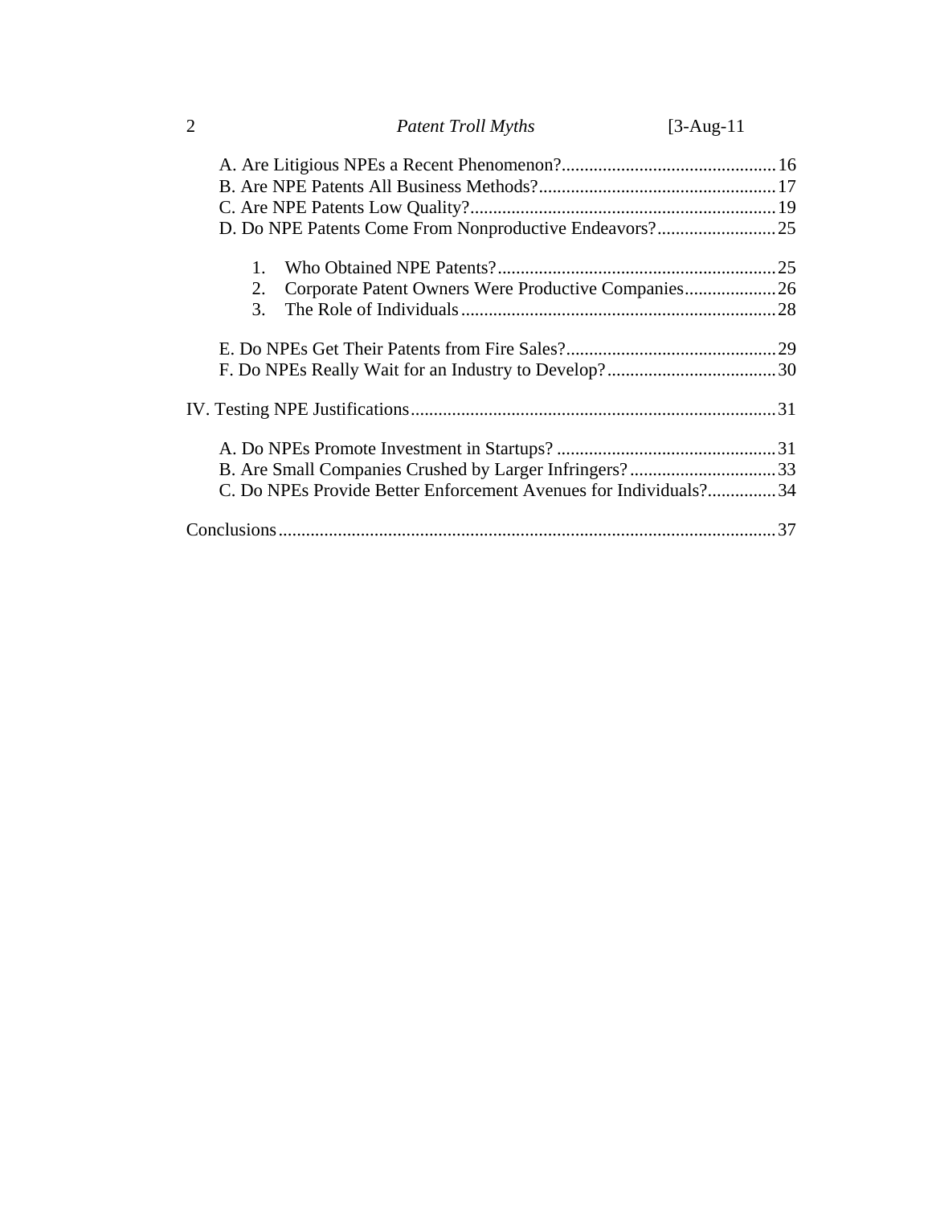A. Are Litigious NPEs a Recent Phenomenon? ............................................... 16
B. Are NPE Patents All Business Methods? .................................................... 17
C. Are NPE Patents Low Quality? ................................................................... 19
D. Do NPE Patents Come From Nonproductive Endeavors? .......................... 25

1. Who Obtained NPE Patents? ............................................................. 25
2. Corporate Patent Owners Were Productive Companies .................... 26
3. The Role of Individuals ..................................................................... 28

E. Do NPEs Get Their Patents from Fire Sales? .............................................. 29
F. Do NPEs Really Wait for an Industry to Develop? ..................................... 30

IV. Testing NPE Justifications ................................................................................ 31

A. Do NPEs Promote Investment in Startups? ................................................ 31
B. Are Small Companies Crushed by Larger Infringers? ................................ 33
C. Do NPEs Provide Better Enforcement Avenues for Individuals? ............... 34

Conclusions ............................................................................................................ 37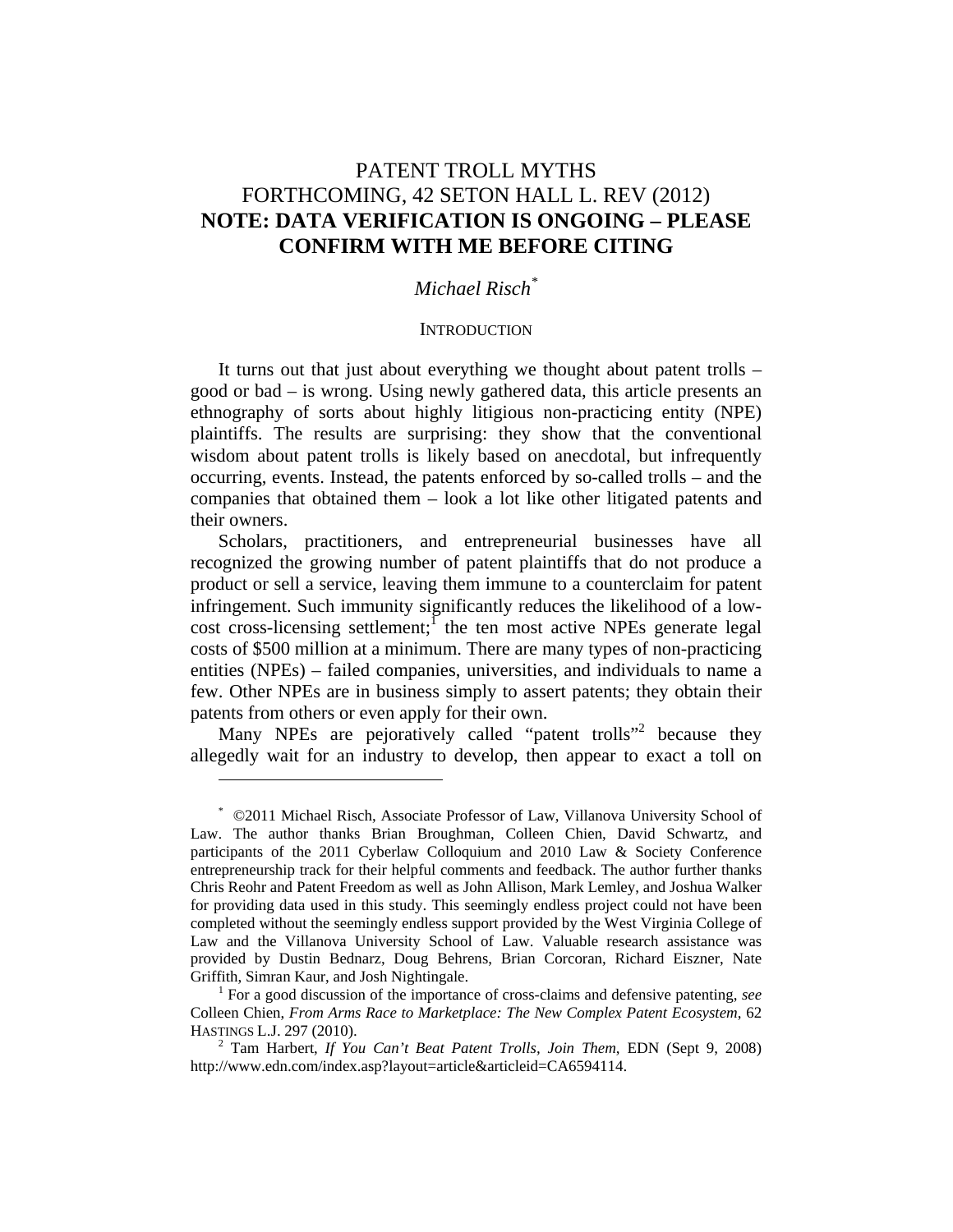# PATENT TROLL MYTHS
## FORTHCOMING, 42 SETON HALL L. REV (2012)
## **NOTE: DATA VERIFICATION IS ONGOING – PLEASE CONFIRM WITH ME BEFORE CITING**

*Michael Risch*[*]

INTRODUCTION

It turns out that just about everything we thought about patent trolls – good or bad – is wrong. Using newly gathered data, this article presents an ethnography of sorts about highly litigious non-practicing entity (NPE) plaintiffs. The results are surprising: they show that the conventional wisdom about patent trolls is likely based on anecdotal, but infrequently occurring, events. Instead, the patents enforced by so-called trolls – and the companies that obtained them – look a lot like other litigated patents and their owners.

Scholars, practitioners, and entrepreneurial businesses have all recognized the growing number of patent plaintiffs that do not produce a product or sell a service, leaving them immune to a counterclaim for patent infringement. Such immunity significantly reduces the likelihood of a low-cost cross-licensing settlement;[1] the ten most active NPEs generate legal costs of $500 million at a minimum. There are many types of non-practicing entities (NPEs) – failed companies, universities, and individuals to name a few. Other NPEs are in business simply to assert patents; they obtain their patents from others or even apply for their own.

Many NPEs are pejoratively called "patent trolls"[2] because they allegedly wait for an industry to develop, then appear to exact a toll on

---

[*] ©2011 Michael Risch, Associate Professor of Law, Villanova University School of Law. The author thanks Brian Broughman, Colleen Chien, David Schwartz, and participants of the 2011 Cyberlaw Colloquium and 2010 Law & Society Conference entrepreneurship track for their helpful comments and feedback. The author further thanks Chris Reohr and Patent Freedom as well as John Allison, Mark Lemley, and Joshua Walker for providing data used in this study. This seemingly endless project could not have been completed without the seemingly endless support provided by the West Virginia College of Law and the Villanova University School of Law. Valuable research assistance was provided by Dustin Bednarz, Doug Behrens, Brian Corcoran, Richard Eiszner, Nate Griffith, Simran Kaur, and Josh Nightingale.

[1] For a good discussion of the importance of cross-claims and defensive patenting, *see* Colleen Chien, *From Arms Race to Marketplace: The New Complex Patent Ecosystem*, 62 HASTINGS L.J. 297 (2010).

[2] Tam Harbert, *If You Can't Beat Patent Trolls, Join Them*, EDN (Sept 9, 2008) http://www.edn.com/index.asp?layout=article&articleid=CA6594114.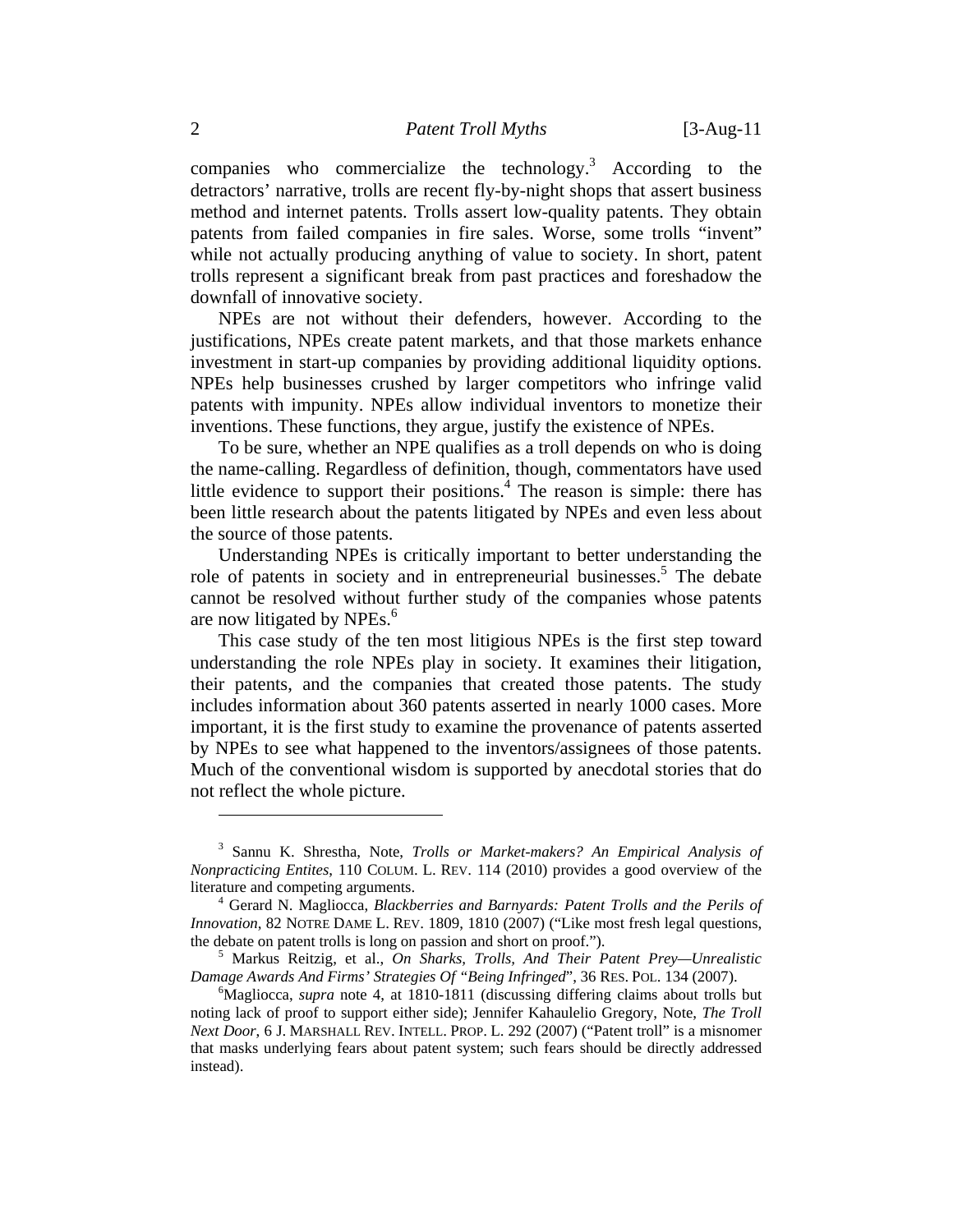companies who commercialize the technology.[3] According to the detractors' narrative, trolls are recent fly-by-night shops that assert business method and internet patents. Trolls assert low-quality patents. They obtain patents from failed companies in fire sales. Worse, some trolls "invent" while not actually producing anything of value to society. In short, patent trolls represent a significant break from past practices and foreshadow the downfall of innovative society.

NPEs are not without their defenders, however. According to the justifications, NPEs create patent markets, and that those markets enhance investment in start-up companies by providing additional liquidity options. NPEs help businesses crushed by larger competitors who infringe valid patents with impunity. NPEs allow individual inventors to monetize their inventions. These functions, they argue, justify the existence of NPEs.

To be sure, whether an NPE qualifies as a troll depends on who is doing the name-calling. Regardless of definition, though, commentators have used little evidence to support their positions.[4] The reason is simple: there has been little research about the patents litigated by NPEs and even less about the source of those patents.

Understanding NPEs is critically important to better understanding the role of patents in society and in entrepreneurial businesses.[5] The debate cannot be resolved without further study of the companies whose patents are now litigated by NPEs.[6]

This case study of the ten most litigious NPEs is the first step toward understanding the role NPEs play in society. It examines their litigation, their patents, and the companies that created those patents. The study includes information about 360 patents asserted in nearly 1000 cases. More important, it is the first study to examine the provenance of patents asserted by NPEs to see what happened to the inventors/assignees of those patents. Much of the conventional wisdom is supported by anecdotal stories that do not reflect the whole picture.

---

[3] Sannu K. Shrestha, Note, *Trolls or Market-makers? An Empirical Analysis of Nonpracticing Entites*, 110 COLUM. L. REV. 114 (2010) provides a good overview of the literature and competing arguments.

[4] Gerard N. Magliocca, *Blackberries and Barnyards: Patent Trolls and the Perils of Innovation*, 82 NOTRE DAME L. REV. 1809, 1810 (2007) ("Like most fresh legal questions, the debate on patent trolls is long on passion and short on proof.").

[5] Markus Reitzig, et al., *On Sharks, Trolls, And Their Patent Prey—Unrealistic Damage Awards And Firms' Strategies Of "Being Infringed*", 36 RES. POL. 134 (2007).

[6] Magliocca, *supra* note 4, at 1810-1811 (discussing differing claims about trolls but noting lack of proof to support either side); Jennifer Kahaulelio Gregory, Note, *The Troll Next Door*, 6 J. MARSHALL REV. INTELL. PROP. L. 292 (2007) ("Patent troll" is a misnomer that masks underlying fears about patent system; such fears should be directly addressed instead).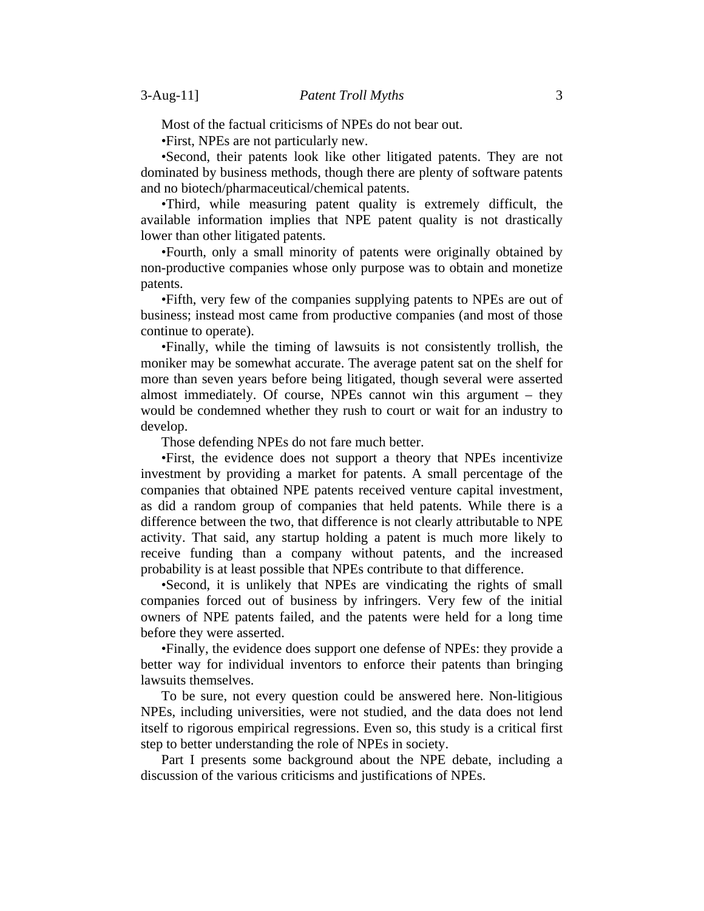Most of the factual criticisms of NPEs do not bear out.

•First, NPEs are not particularly new.

•Second, their patents look like other litigated patents. They are not dominated by business methods, though there are plenty of software patents and no biotech/pharmaceutical/chemical patents.

•Third, while measuring patent quality is extremely difficult, the available information implies that NPE patent quality is not drastically lower than other litigated patents.

•Fourth, only a small minority of patents were originally obtained by non-productive companies whose only purpose was to obtain and monetize patents.

•Fifth, very few of the companies supplying patents to NPEs are out of business; instead most came from productive companies (and most of those continue to operate).

•Finally, while the timing of lawsuits is not consistently trollish, the moniker may be somewhat accurate. The average patent sat on the shelf for more than seven years before being litigated, though several were asserted almost immediately. Of course, NPEs cannot win this argument – they would be condemned whether they rush to court or wait for an industry to develop.

Those defending NPEs do not fare much better.

•First, the evidence does not support a theory that NPEs incentivize investment by providing a market for patents. A small percentage of the companies that obtained NPE patents received venture capital investment, as did a random group of companies that held patents. While there is a difference between the two, that difference is not clearly attributable to NPE activity. That said, any startup holding a patent is much more likely to receive funding than a company without patents, and the increased probability is at least possible that NPEs contribute to that difference.

•Second, it is unlikely that NPEs are vindicating the rights of small companies forced out of business by infringers. Very few of the initial owners of NPE patents failed, and the patents were held for a long time before they were asserted.

•Finally, the evidence does support one defense of NPEs: they provide a better way for individual inventors to enforce their patents than bringing lawsuits themselves.

To be sure, not every question could be answered here. Non-litigious NPEs, including universities, were not studied, and the data does not lend itself to rigorous empirical regressions. Even so, this study is a critical first step to better understanding the role of NPEs in society.

Part I presents some background about the NPE debate, including a discussion of the various criticisms and justifications of NPEs.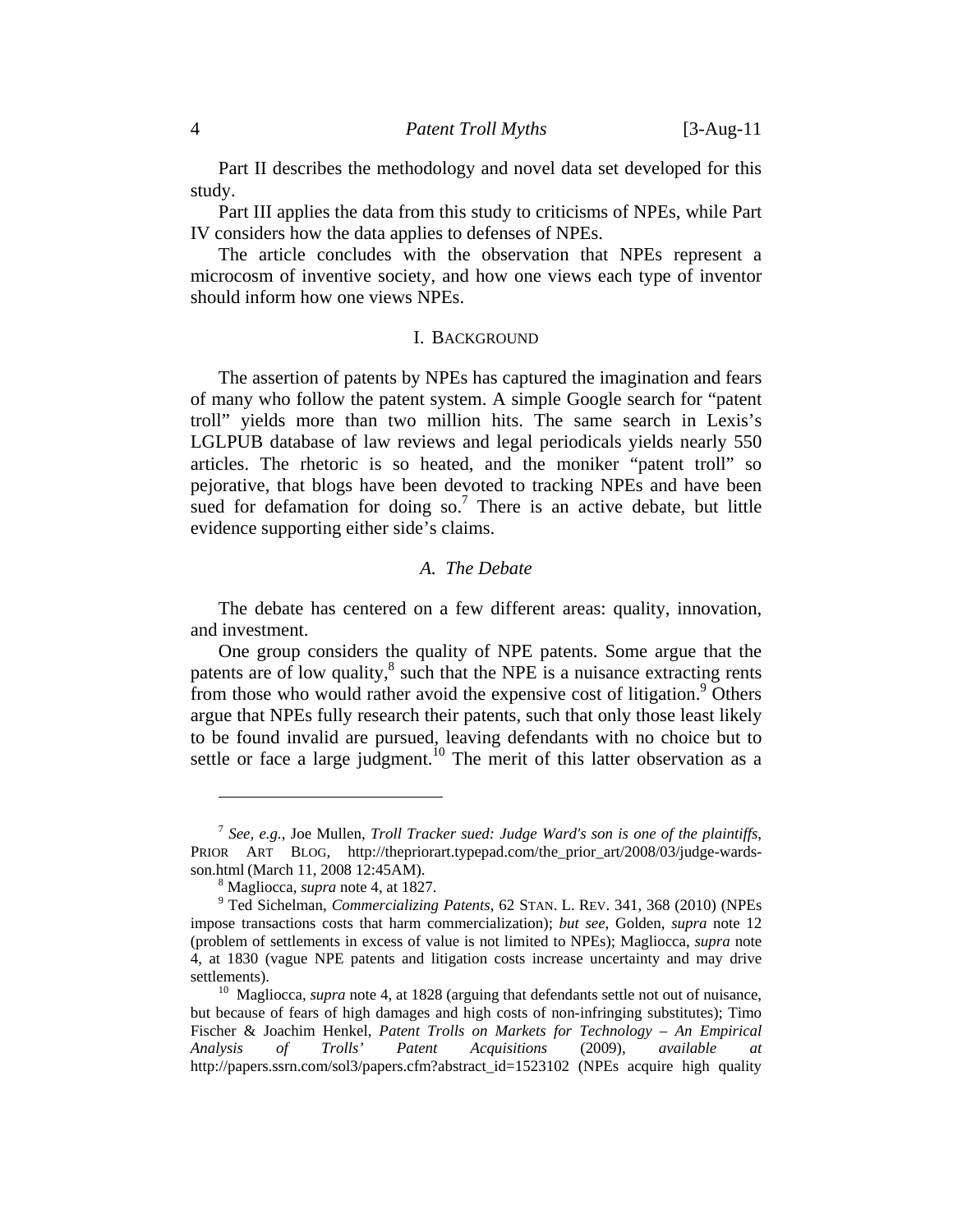Part II describes the methodology and novel data set developed for this study.

Part III applies the data from this study to criticisms of NPEs, while Part IV considers how the data applies to defenses of NPEs.

The article concludes with the observation that NPEs represent a microcosm of inventive society, and how one views each type of inventor should inform how one views NPEs.

## I. BACKGROUND

The assertion of patents by NPEs has captured the imagination and fears of many who follow the patent system. A simple Google search for "patent troll" yields more than two million hits. The same search in Lexis's LGLPUB database of law reviews and legal periodicals yields nearly 550 articles. The rhetoric is so heated, and the moniker "patent troll" so pejorative, that blogs have been devoted to tracking NPEs and have been sued for defamation for doing so.[7] There is an active debate, but little evidence supporting either side's claims.

### *A. The Debate*

The debate has centered on a few different areas: quality, innovation, and investment.

One group considers the quality of NPE patents. Some argue that the patents are of low quality,[8] such that the NPE is a nuisance extracting rents from those who would rather avoid the expensive cost of litigation.[9] Others argue that NPEs fully research their patents, such that only those least likely to be found invalid are pursued, leaving defendants with no choice but to settle or face a large judgment.[10] The merit of this latter observation as a

---

[7] *See, e.g.*, Joe Mullen, *Troll Tracker sued: Judge Ward's son is one of the plaintiffs*, PRIOR ART BLOG, http://thepriorart.typepad.com/the_prior_art/2008/03/judge-wards-son.html (March 11, 2008 12:45AM).

[8] Magliocca, *supra* note 4, at 1827.

[9] Ted Sichelman, *Commercializing Patents*, 62 STAN. L. REV. 341, 368 (2010) (NPEs impose transactions costs that harm commercialization); *but see*, Golden, *supra* note 12 (problem of settlements in excess of value is not limited to NPEs); Magliocca, *supra* note 4, at 1830 (vague NPE patents and litigation costs increase uncertainty and may drive settlements).

[10] Magliocca, *supra* note 4, at 1828 (arguing that defendants settle not out of nuisance, but because of fears of high damages and high costs of non-infringing substitutes); Timo Fischer & Joachim Henkel, *Patent Trolls on Markets for Technology – An Empirical Analysis of Trolls' Patent Acquisitions* (2009), *available at* http://papers.ssrn.com/sol3/papers.cfm?abstract_id=1523102 (NPEs acquire high quality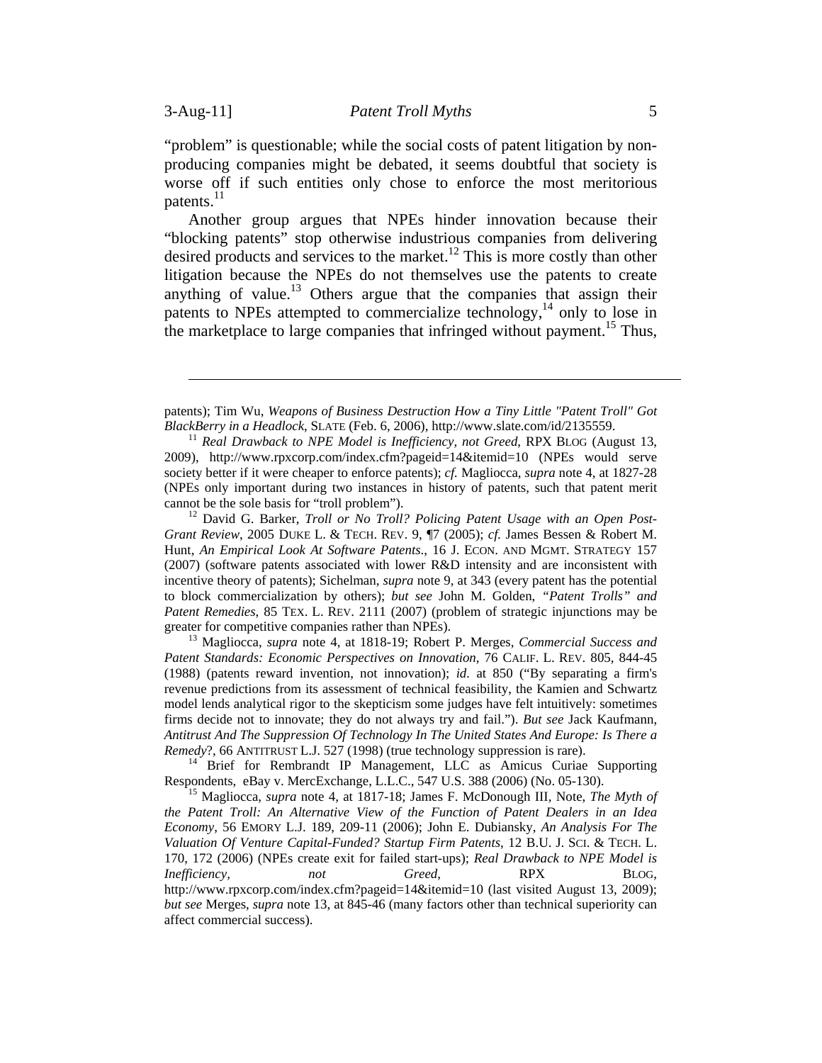"problem" is questionable; while the social costs of patent litigation by non-producing companies might be debated, it seems doubtful that society is worse off if such entities only chose to enforce the most meritorious patents.[11]

Another group argues that NPEs hinder innovation because their "blocking patents" stop otherwise industrious companies from delivering desired products and services to the market.[12] This is more costly than other litigation because the NPEs do not themselves use the patents to create anything of value.[13] Others argue that the companies that assign their patents to NPEs attempted to commercialize technology,[14] only to lose in the marketplace to large companies that infringed without payment.[15] Thus,

---

patents); Tim Wu, *Weapons of Business Destruction How a Tiny Little "Patent Troll" Got BlackBerry in a Headlock*, SLATE (Feb. 6, 2006), http://www.slate.com/id/2135559.

[11] *Real Drawback to NPE Model is Inefficiency, not Greed*, RPX BLOG (August 13, 2009), http://www.rpxcorp.com/index.cfm?pageid=14&itemid=10 (NPEs would serve society better if it were cheaper to enforce patents); *cf.* Magliocca, *supra* note 4, at 1827-28 (NPEs only important during two instances in history of patents, such that patent merit cannot be the sole basis for "troll problem").

[12] David G. Barker, *Troll or No Troll? Policing Patent Usage with an Open Post-Grant Review*, 2005 DUKE L. & TECH. REV. 9, ¶7 (2005); *cf.* James Bessen & Robert M. Hunt, *An Empirical Look At Software Patents*., 16 J. ECON. AND MGMT. STRATEGY 157 (2007) (software patents associated with lower R&D intensity and are inconsistent with incentive theory of patents); Sichelman, *supra* note 9, at 343 (every patent has the potential to block commercialization by others); *but see* John M. Golden, *"Patent Trolls" and Patent Remedies*, 85 TEX. L. REV. 2111 (2007) (problem of strategic injunctions may be greater for competitive companies rather than NPEs).

[13] Magliocca, *supra* note 4, at 1818-19; Robert P. Merges, *Commercial Success and Patent Standards: Economic Perspectives on Innovation*, 76 CALIF. L. REV. 805, 844-45 (1988) (patents reward invention, not innovation); *id.* at 850 ("By separating a firm's revenue predictions from its assessment of technical feasibility, the Kamien and Schwartz model lends analytical rigor to the skepticism some judges have felt intuitively: sometimes firms decide not to innovate; they do not always try and fail."). *But see* Jack Kaufmann, *Antitrust And The Suppression Of Technology In The United States And Europe: Is There a Remedy*?, 66 ANTITRUST L.J. 527 (1998) (true technology suppression is rare).

[14] Brief for Rembrandt IP Management, LLC as Amicus Curiae Supporting Respondents, eBay v. MercExchange, L.L.C., 547 U.S. 388 (2006) (No. 05-130).

[15] Magliocca, *supra* note 4, at 1817-18; James F. McDonough III, Note, *The Myth of the Patent Troll: An Alternative View of the Function of Patent Dealers in an Idea Economy*, 56 EMORY L.J. 189, 209-11 (2006); John E. Dubiansky, *An Analysis For The Valuation Of Venture Capital-Funded? Startup Firm Patents*, 12 B.U. J. SCI. & TECH. L. 170, 172 (2006) (NPEs create exit for failed start-ups); *Real Drawback to NPE Model is Inefficiency, not Greed*, RPX BLOG, http://www.rpxcorp.com/index.cfm?pageid=14&itemid=10 (last visited August 13, 2009); *but see* Merges, *supra* note 13, at 845-46 (many factors other than technical superiority can affect commercial success).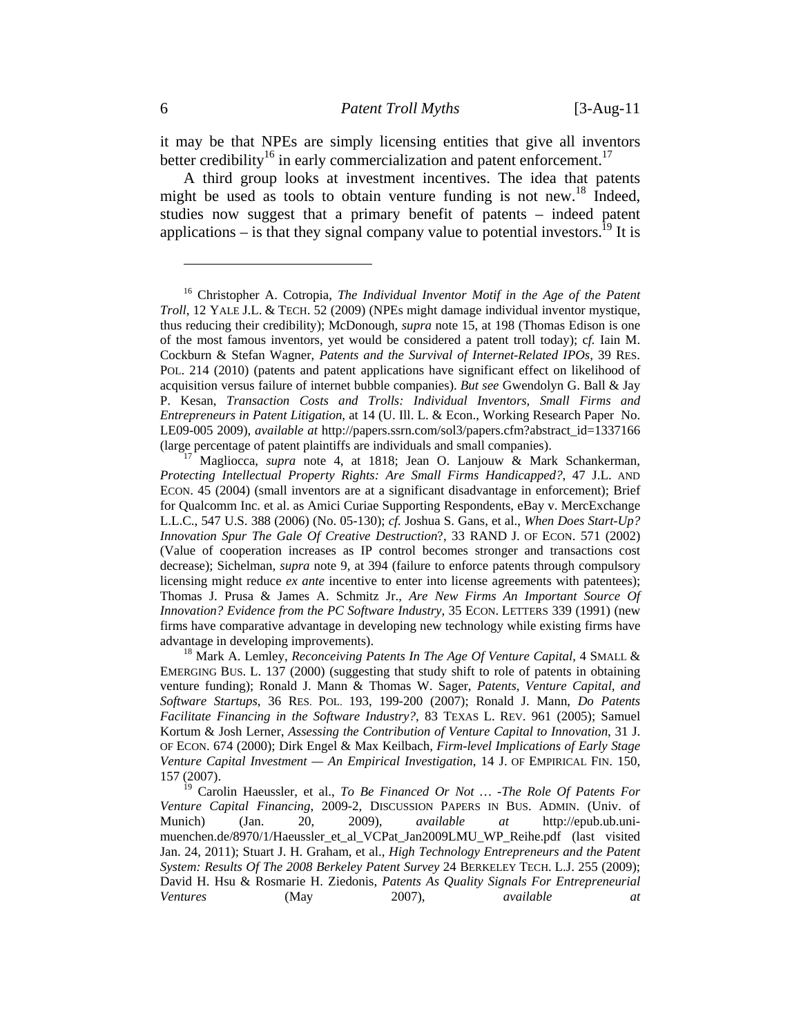it may be that NPEs are simply licensing entities that give all inventors better credibility[16] in early commercialization and patent enforcement.[17]

A third group looks at investment incentives. The idea that patents might be used as tools to obtain venture funding is not new.[18] Indeed, studies now suggest that a primary benefit of patents – indeed patent applications – is that they signal company value to potential investors.[19] It is

---

[16] Christopher A. Cotropia, *The Individual Inventor Motif in the Age of the Patent Troll*, 12 YALE J.L. & TECH. 52 (2009) (NPEs might damage individual inventor mystique, thus reducing their credibility); McDonough, *supra* note 15, at 198 (Thomas Edison is one of the most famous inventors, yet would be considered a patent troll today); c*f.* Iain M. Cockburn & Stefan Wagner, *Patents and the Survival of Internet-Related IPOs,* 39 RES. POL. 214 (2010) (patents and patent applications have significant effect on likelihood of acquisition versus failure of internet bubble companies). *But see* Gwendolyn G. Ball & Jay P. Kesan, *Transaction Costs and Trolls: Individual Inventors, Small Firms and Entrepreneurs in Patent Litigation*, at 14 (U. Ill. L. & Econ., Working Research Paper No. LE09-005 2009), *available at* http://papers.ssrn.com/sol3/papers.cfm?abstract_id=1337166 (large percentage of patent plaintiffs are individuals and small companies).

[17] Magliocca, *supra* note 4, at 1818; Jean O. Lanjouw & Mark Schankerman, *Protecting Intellectual Property Rights: Are Small Firms Handicapped?*, 47 J.L. AND ECON. 45 (2004) (small inventors are at a significant disadvantage in enforcement); Brief for Qualcomm Inc. et al. as Amici Curiae Supporting Respondents, eBay v. MercExchange L.L.C., 547 U.S. 388 (2006) (No. 05-130); *cf.* Joshua S. Gans, et al., *When Does Start-Up? Innovation Spur The Gale Of Creative Destruction*?, 33 RAND J. OF ECON. 571 (2002) (Value of cooperation increases as IP control becomes stronger and transactions cost decrease); Sichelman, *supra* note 9, at 394 (failure to enforce patents through compulsory licensing might reduce *ex ante* incentive to enter into license agreements with patentees); Thomas J. Prusa & James A. Schmitz Jr., *Are New Firms An Important Source Of Innovation? Evidence from the PC Software Industry*, 35 ECON. LETTERS 339 (1991) (new firms have comparative advantage in developing new technology while existing firms have advantage in developing improvements).

[18] Mark A. Lemley, *Reconceiving Patents In The Age Of Venture Capital*, 4 SMALL & EMERGING BUS. L. 137 (2000) (suggesting that study shift to role of patents in obtaining venture funding); Ronald J. Mann & Thomas W. Sager, *Patents, Venture Capital, and Software Startups*, 36 RES. POL. 193, 199-200 (2007); Ronald J. Mann, *Do Patents Facilitate Financing in the Software Industry?*, 83 TEXAS L. REV. 961 (2005); Samuel Kortum & Josh Lerner, *Assessing the Contribution of Venture Capital to Innovation*, 31 J. OF ECON. 674 (2000); Dirk Engel & Max Keilbach, *Firm-level Implications of Early Stage Venture Capital Investment — An Empirical Investigation*, 14 J. OF EMPIRICAL FIN. 150, 157 (2007).

[19] Carolin Haeussler, et al., *To Be Financed Or Not … -The Role Of Patents For Venture Capital Financing*, 2009-2, DISCUSSION PAPERS IN BUS. ADMIN. (Univ. of Munich) (Jan. 20, 2009), *available at* http://epub.ub.uni-muenchen.de/8970/1/Haeussler_et_al_VCPat_Jan2009LMU_WP_Reihe.pdf (last visited Jan. 24, 2011); Stuart J. H. Graham, et al., *High Technology Entrepreneurs and the Patent System: Results Of The 2008 Berkeley Patent Survey* 24 BERKELEY TECH. L.J. 255 (2009); David H. Hsu & Rosmarie H. Ziedonis, *Patents As Quality Signals For Entrepreneurial Ventures* (May 2007), *available at*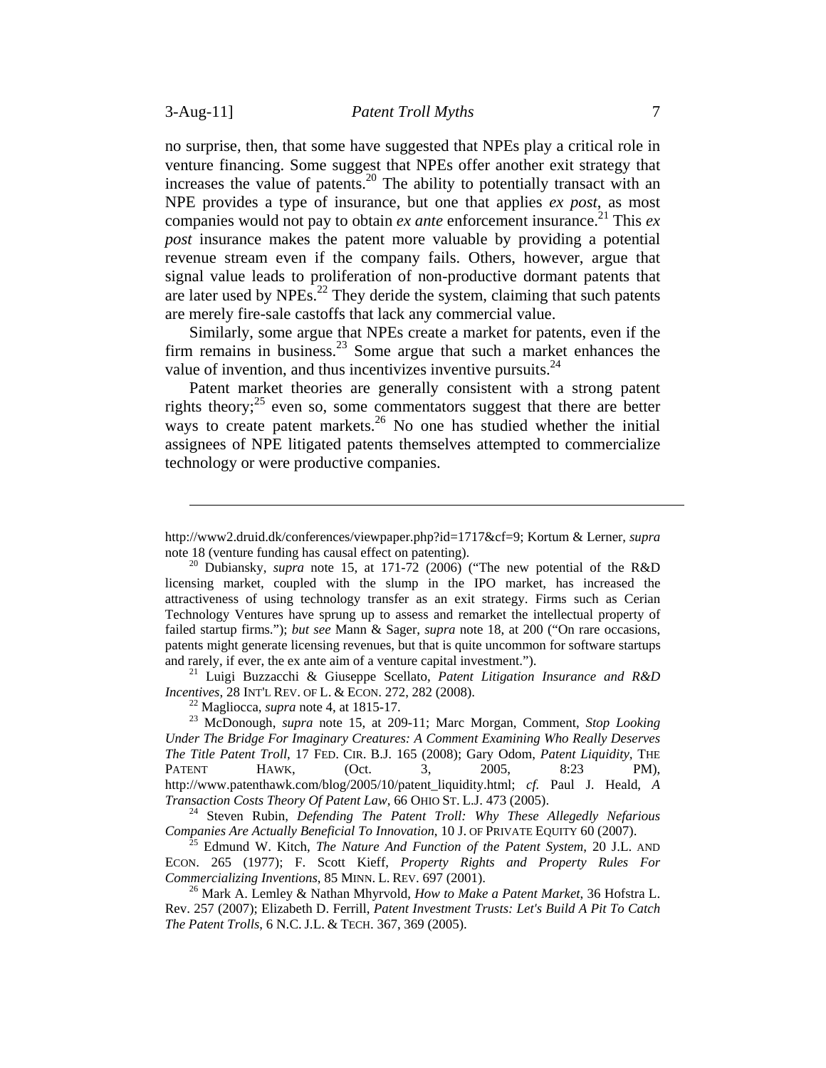no surprise, then, that some have suggested that NPEs play a critical role in venture financing. Some suggest that NPEs offer another exit strategy that increases the value of patents.[20] The ability to potentially transact with an NPE provides a type of insurance, but one that applies *ex post*, as most companies would not pay to obtain *ex ante* enforcement insurance.[21] This *ex post* insurance makes the patent more valuable by providing a potential revenue stream even if the company fails. Others, however, argue that signal value leads to proliferation of non-productive dormant patents that are later used by NPEs.[22] They deride the system, claiming that such patents are merely fire-sale castoffs that lack any commercial value.

Similarly, some argue that NPEs create a market for patents, even if the firm remains in business.[23] Some argue that such a market enhances the value of invention, and thus incentivizes inventive pursuits.[24]

Patent market theories are generally consistent with a strong patent rights theory;[25] even so, some commentators suggest that there are better ways to create patent markets.[26] No one has studied whether the initial assignees of NPE litigated patents themselves attempted to commercialize technology or were productive companies.

---

http://www2.druid.dk/conferences/viewpaper.php?id=1717&cf=9; Kortum & Lerner, *supra* note 18 (venture funding has causal effect on patenting).

[20] Dubiansky, *supra* note 15, at 171-72 (2006) ("The new potential of the R&D licensing market, coupled with the slump in the IPO market, has increased the attractiveness of using technology transfer as an exit strategy. Firms such as Cerian Technology Ventures have sprung up to assess and remarket the intellectual property of failed startup firms."); *but see* Mann & Sager, *supra* note 18, at 200 ("On rare occasions, patents might generate licensing revenues, but that is quite uncommon for software startups and rarely, if ever, the ex ante aim of a venture capital investment.").

[21] Luigi Buzzacchi & Giuseppe Scellato, *Patent Litigation Insurance and R&D Incentives*, 28 INT'L REV. OF L. & ECON. 272, 282 (2008).

[22] Magliocca, *supra* note 4, at 1815-17.

[23] McDonough, *supra* note 15, at 209-11; Marc Morgan, Comment, *Stop Looking Under The Bridge For Imaginary Creatures: A Comment Examining Who Really Deserves The Title Patent Troll*, 17 FED. CIR. B.J. 165 (2008); Gary Odom, *Patent Liquidity*, THE PATENT HAWK, (Oct. 3, 2005, 8:23 PM), http://www.patenthawk.com/blog/2005/10/patent_liquidity.html; *cf.* Paul J. Heald, *A Transaction Costs Theory Of Patent Law*, 66 OHIO ST. L.J. 473 (2005).

[24] Steven Rubin, *Defending The Patent Troll: Why These Allegedly Nefarious Companies Are Actually Beneficial To Innovation*, 10 J. OF PRIVATE EQUITY 60 (2007).

[25] Edmund W. Kitch, *The Nature And Function of the Patent System*, 20 J.L. AND ECON. 265 (1977); F. Scott Kieff, *Property Rights and Property Rules For Commercializing Inventions*, 85 MINN. L. REV. 697 (2001).

[26] Mark A. Lemley & Nathan Mhyrvold, *How to Make a Patent Market*, 36 Hofstra L. Rev. 257 (2007); Elizabeth D. Ferrill, *Patent Investment Trusts: Let's Build A Pit To Catch The Patent Trolls*, 6 N.C. J.L. & TECH. 367, 369 (2005).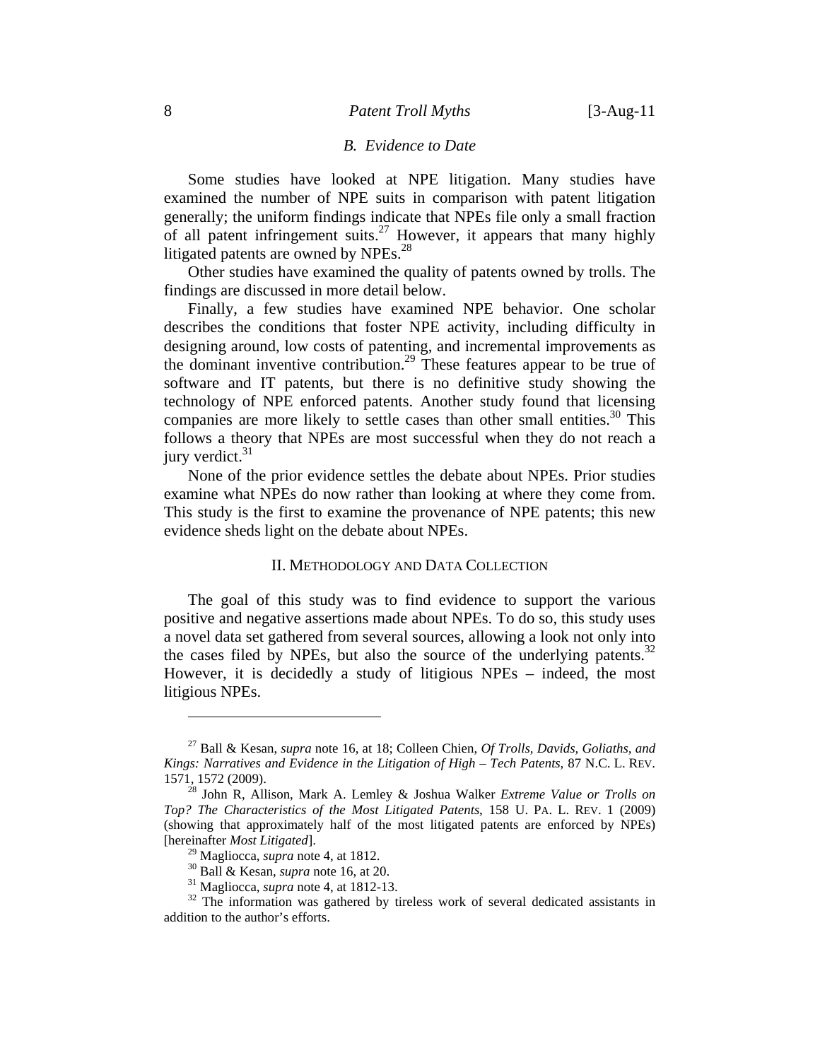### *B. Evidence to Date*

Some studies have looked at NPE litigation. Many studies have examined the number of NPE suits in comparison with patent litigation generally; the uniform findings indicate that NPEs file only a small fraction of all patent infringement suits.[27] However, it appears that many highly litigated patents are owned by NPEs.[28]

Other studies have examined the quality of patents owned by trolls. The findings are discussed in more detail below.

Finally, a few studies have examined NPE behavior. One scholar describes the conditions that foster NPE activity, including difficulty in designing around, low costs of patenting, and incremental improvements as the dominant inventive contribution.[29] These features appear to be true of software and IT patents, but there is no definitive study showing the technology of NPE enforced patents. Another study found that licensing companies are more likely to settle cases than other small entities.[30] This follows a theory that NPEs are most successful when they do not reach a jury verdict.[31]

None of the prior evidence settles the debate about NPEs. Prior studies examine what NPEs do now rather than looking at where they come from. This study is the first to examine the provenance of NPE patents; this new evidence sheds light on the debate about NPEs.

## II. Methodology and Data Collection

The goal of this study was to find evidence to support the various positive and negative assertions made about NPEs. To do so, this study uses a novel data set gathered from several sources, allowing a look not only into the cases filed by NPEs, but also the source of the underlying patents.[32] However, it is decidedly a study of litigious NPEs – indeed, the most litigious NPEs.

---

[27] Ball & Kesan, *supra* note 16, at 18; Colleen Chien, *Of Trolls, Davids, Goliaths, and Kings: Narratives and Evidence in the Litigation of High – Tech Patents*, 87 N.C. L. Rev. 1571, 1572 (2009).

[28] John R, Allison, Mark A. Lemley & Joshua Walker *Extreme Value or Trolls on Top? The Characteristics of the Most Litigated Patents*, 158 U. Pa. L. Rev. 1 (2009) (showing that approximately half of the most litigated patents are enforced by NPEs) [hereinafter *Most Litigated*].

[29] Magliocca, *supra* note 4, at 1812.

[30] Ball & Kesan, *supra* note 16, at 20.

[31] Magliocca, *supra* note 4, at 1812-13.

[32] The information was gathered by tireless work of several dedicated assistants in addition to the author's efforts.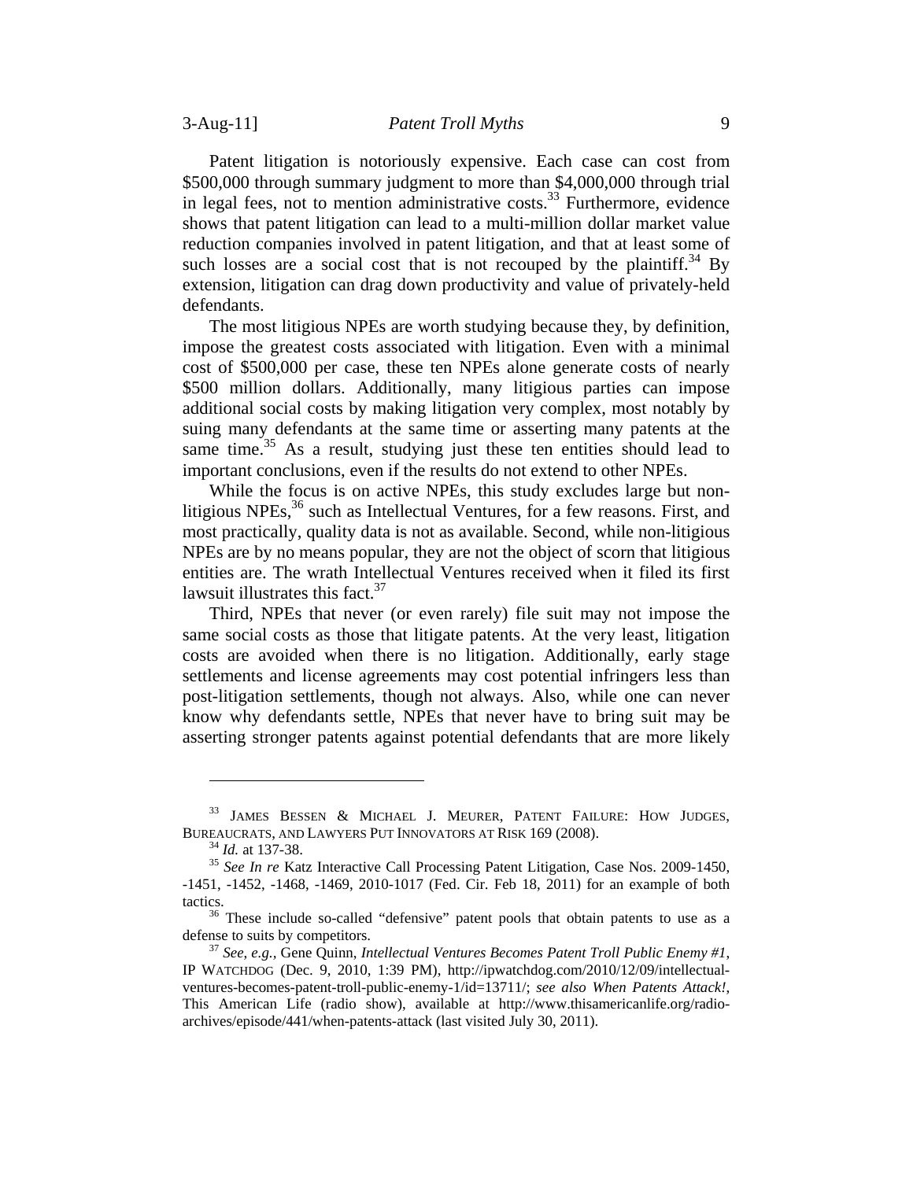Patent litigation is notoriously expensive. Each case can cost from \$500,000 through summary judgment to more than \$4,000,000 through trial in legal fees, not to mention administrative costs.[33] Furthermore, evidence shows that patent litigation can lead to a multi-million dollar market value reduction companies involved in patent litigation, and that at least some of such losses are a social cost that is not recouped by the plaintiff.[34] By extension, litigation can drag down productivity and value of privately-held defendants.

The most litigious NPEs are worth studying because they, by definition, impose the greatest costs associated with litigation. Even with a minimal cost of \$500,000 per case, these ten NPEs alone generate costs of nearly \$500 million dollars. Additionally, many litigious parties can impose additional social costs by making litigation very complex, most notably by suing many defendants at the same time or asserting many patents at the same time.[35] As a result, studying just these ten entities should lead to important conclusions, even if the results do not extend to other NPEs.

While the focus is on active NPEs, this study excludes large but non-litigious NPEs,[36] such as Intellectual Ventures, for a few reasons. First, and most practically, quality data is not as available. Second, while non-litigious NPEs are by no means popular, they are not the object of scorn that litigious entities are. The wrath Intellectual Ventures received when it filed its first lawsuit illustrates this fact.[37]

Third, NPEs that never (or even rarely) file suit may not impose the same social costs as those that litigate patents. At the very least, litigation costs are avoided when there is no litigation. Additionally, early stage settlements and license agreements may cost potential infringers less than post-litigation settlements, though not always. Also, while one can never know why defendants settle, NPEs that never have to bring suit may be asserting stronger patents against potential defendants that are more likely

---

[33] JAMES BESSEN & MICHAEL J. MEURER, PATENT FAILURE: HOW JUDGES, BUREAUCRATS, AND LAWYERS PUT INNOVATORS AT RISK 169 (2008).

[34] *Id.* at 137-38.

[35] *See In re* Katz Interactive Call Processing Patent Litigation, Case Nos. 2009-1450, -1451, -1452, -1468, -1469, 2010-1017 (Fed. Cir. Feb 18, 2011) for an example of both tactics.

[36] These include so-called "defensive" patent pools that obtain patents to use as a defense to suits by competitors.

[37] *See, e.g.*, Gene Quinn, *Intellectual Ventures Becomes Patent Troll Public Enemy #1*, IP WATCHDOG (Dec. 9, 2010, 1:39 PM), http://ipwatchdog.com/2010/12/09/intellectual-ventures-becomes-patent-troll-public-enemy-1/id=13711/; *see also When Patents Attack!*, This American Life (radio show), available at http://www.thisamericanlife.org/radio-archives/episode/441/when-patents-attack (last visited July 30, 2011).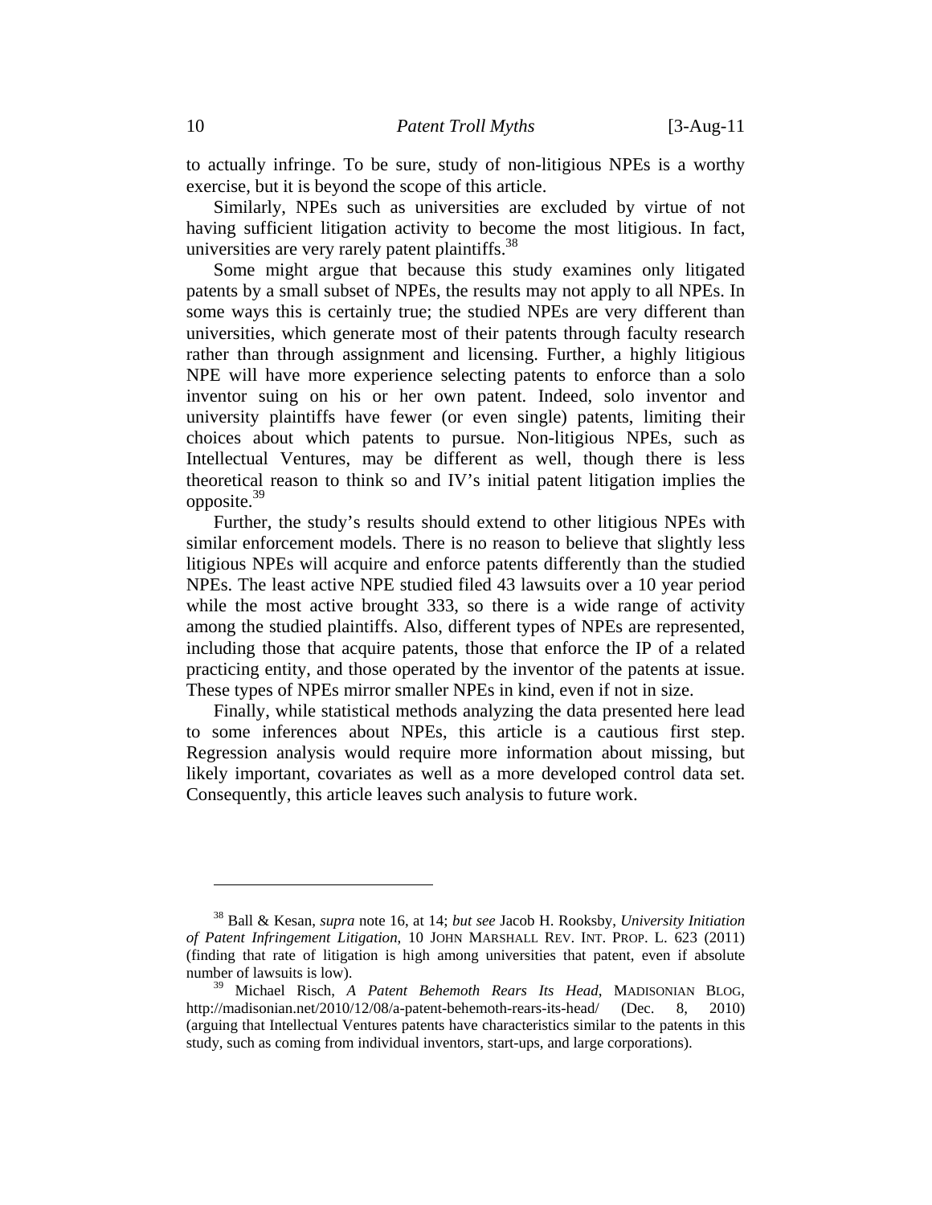to actually infringe. To be sure, study of non-litigious NPEs is a worthy exercise, but it is beyond the scope of this article.

Similarly, NPEs such as universities are excluded by virtue of not having sufficient litigation activity to become the most litigious. In fact, universities are very rarely patent plaintiffs.[38]

Some might argue that because this study examines only litigated patents by a small subset of NPEs, the results may not apply to all NPEs. In some ways this is certainly true; the studied NPEs are very different than universities, which generate most of their patents through faculty research rather than through assignment and licensing. Further, a highly litigious NPE will have more experience selecting patents to enforce than a solo inventor suing on his or her own patent. Indeed, solo inventor and university plaintiffs have fewer (or even single) patents, limiting their choices about which patents to pursue. Non-litigious NPEs, such as Intellectual Ventures, may be different as well, though there is less theoretical reason to think so and IV's initial patent litigation implies the opposite.[39]

Further, the study's results should extend to other litigious NPEs with similar enforcement models. There is no reason to believe that slightly less litigious NPEs will acquire and enforce patents differently than the studied NPEs. The least active NPE studied filed 43 lawsuits over a 10 year period while the most active brought 333, so there is a wide range of activity among the studied plaintiffs. Also, different types of NPEs are represented, including those that acquire patents, those that enforce the IP of a related practicing entity, and those operated by the inventor of the patents at issue. These types of NPEs mirror smaller NPEs in kind, even if not in size.

Finally, while statistical methods analyzing the data presented here lead to some inferences about NPEs, this article is a cautious first step. Regression analysis would require more information about missing, but likely important, covariates as well as a more developed control data set. Consequently, this article leaves such analysis to future work.

---

[38] Ball & Kesan, *supra* note 16, at 14; *but see* Jacob H. Rooksby, *University Initiation of Patent Infringement Litigation*, 10 JOHN MARSHALL REV. INT. PROP. L. 623 (2011) (finding that rate of litigation is high among universities that patent, even if absolute number of lawsuits is low).

[39] Michael Risch, *A Patent Behemoth Rears Its Head*, MADISONIAN BLOG, http://madisonian.net/2010/12/08/a-patent-behemoth-rears-its-head/ (Dec. 8, 2010) (arguing that Intellectual Ventures patents have characteristics similar to the patents in this study, such as coming from individual inventors, start-ups, and large corporations).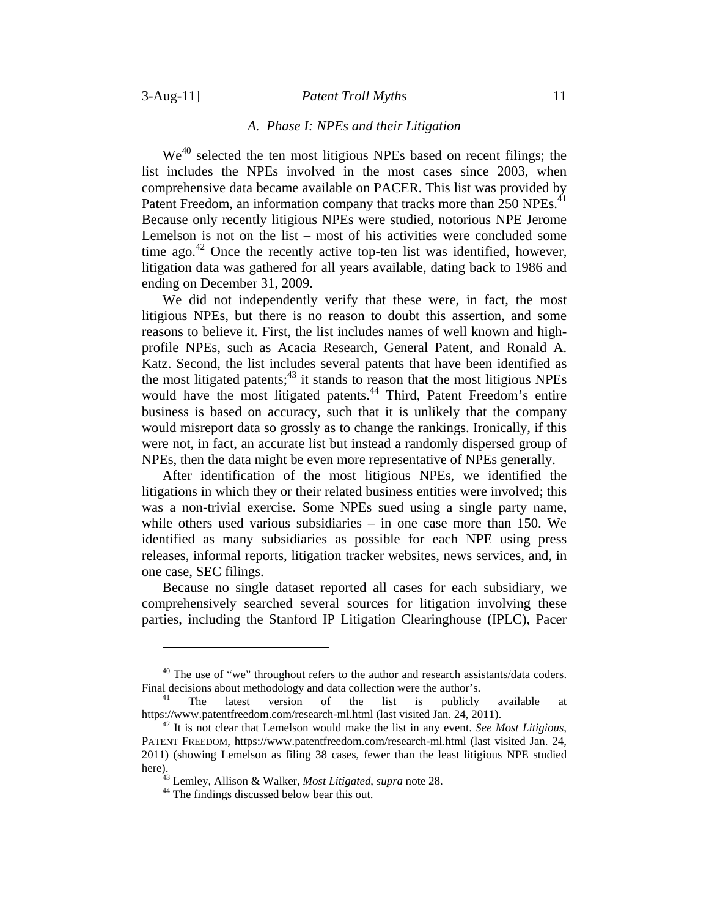### *A. Phase I: NPEs and their Litigation*

We[40] selected the ten most litigious NPEs based on recent filings; the list includes the NPEs involved in the most cases since 2003, when comprehensive data became available on PACER. This list was provided by Patent Freedom, an information company that tracks more than 250 NPEs.[41] Because only recently litigious NPEs were studied, notorious NPE Jerome Lemelson is not on the list – most of his activities were concluded some time ago.[42] Once the recently active top-ten list was identified, however, litigation data was gathered for all years available, dating back to 1986 and ending on December 31, 2009.

We did not independently verify that these were, in fact, the most litigious NPEs, but there is no reason to doubt this assertion, and some reasons to believe it. First, the list includes names of well known and high-profile NPEs, such as Acacia Research, General Patent, and Ronald A. Katz. Second, the list includes several patents that have been identified as the most litigated patents;[43] it stands to reason that the most litigious NPEs would have the most litigated patents.[44] Third, Patent Freedom's entire business is based on accuracy, such that it is unlikely that the company would misreport data so grossly as to change the rankings. Ironically, if this were not, in fact, an accurate list but instead a randomly dispersed group of NPEs, then the data might be even more representative of NPEs generally.

After identification of the most litigious NPEs, we identified the litigations in which they or their related business entities were involved; this was a non-trivial exercise. Some NPEs sued using a single party name, while others used various subsidiaries – in one case more than 150. We identified as many subsidiaries as possible for each NPE using press releases, informal reports, litigation tracker websites, news services, and, in one case, SEC filings.

Because no single dataset reported all cases for each subsidiary, we comprehensively searched several sources for litigation involving these parties, including the Stanford IP Litigation Clearinghouse (IPLC), Pacer

---

[40] The use of "we" throughout refers to the author and research assistants/data coders. Final decisions about methodology and data collection were the author's.

[41] The latest version of the list is publicly available at https://www.patentfreedom.com/research-ml.html (last visited Jan. 24, 2011).

[42] It is not clear that Lemelson would make the list in any event. *See Most Litigious*, PATENT FREEDOM, https://www.patentfreedom.com/research-ml.html (last visited Jan. 24, 2011) (showing Lemelson as filing 38 cases, fewer than the least litigious NPE studied here).

[43] Lemley, Allison & Walker, *Most Litigated*, *supra* note 28.

[44] The findings discussed below bear this out.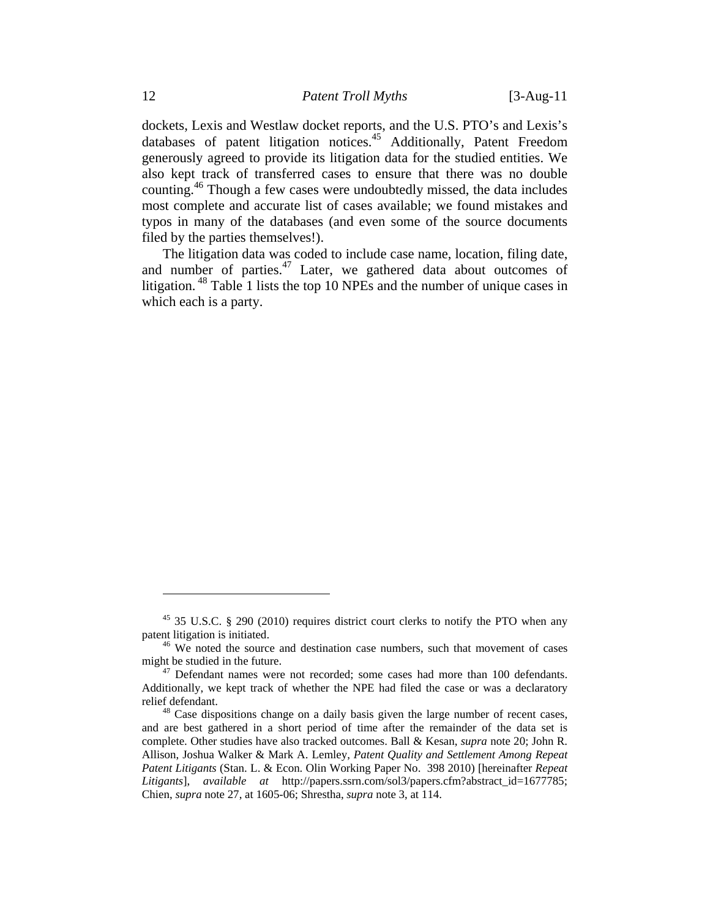dockets, Lexis and Westlaw docket reports, and the U.S. PTO's and Lexis's databases of patent litigation notices.[45] Additionally, Patent Freedom generously agreed to provide its litigation data for the studied entities. We also kept track of transferred cases to ensure that there was no double counting.[46] Though a few cases were undoubtedly missed, the data includes most complete and accurate list of cases available; we found mistakes and typos in many of the databases (and even some of the source documents filed by the parties themselves!).

The litigation data was coded to include case name, location, filing date, and number of parties.[47] Later, we gathered data about outcomes of litigation.[48] Table 1 lists the top 10 NPEs and the number of unique cases in which each is a party.

---

[45] 35 U.S.C. § 290 (2010) requires district court clerks to notify the PTO when any patent litigation is initiated.

[46] We noted the source and destination case numbers, such that movement of cases might be studied in the future.

[47] Defendant names were not recorded; some cases had more than 100 defendants. Additionally, we kept track of whether the NPE had filed the case or was a declaratory relief defendant.

[48] Case dispositions change on a daily basis given the large number of recent cases, and are best gathered in a short period of time after the remainder of the data set is complete. Other studies have also tracked outcomes. Ball & Kesan, *supra* note 20; John R. Allison, Joshua Walker & Mark A. Lemley, *Patent Quality and Settlement Among Repeat Patent Litigants* (Stan. L. & Econ. Olin Working Paper No. 398 2010) [hereinafter *Repeat Litigants*], *available at* http://papers.ssrn.com/sol3/papers.cfm?abstract_id=1677785; Chien, *supra* note 27, at 1605-06; Shrestha, *supra* note 3, at 114.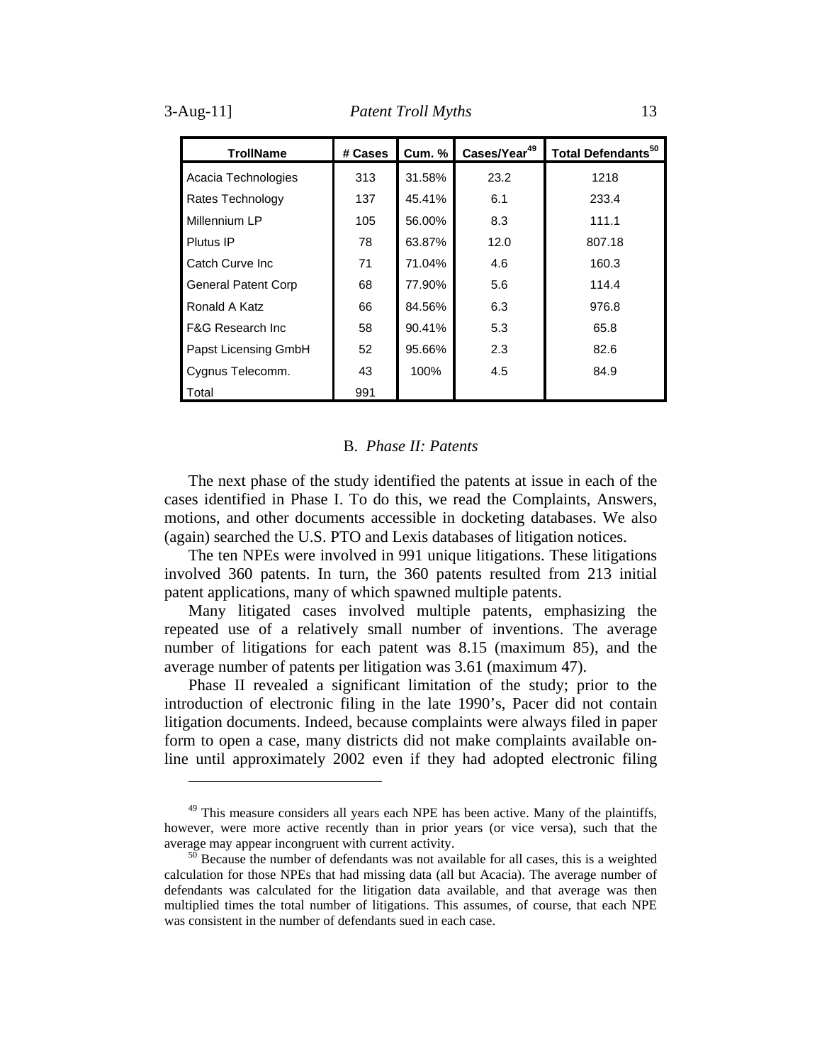| TrollName | # Cases | Cum. % | Cases/Year[49] | Total Defendants[50] |
|---|---|---|---|---|
| Acacia Technologies | 313 | 31.58% | 23.2 | 1218 |
| Rates Technology | 137 | 45.41% | 6.1 | 233.4 |
| Millennium LP | 105 | 56.00% | 8.3 | 111.1 |
| Plutus IP | 78 | 63.87% | 12.0 | 807.18 |
| Catch Curve Inc | 71 | 71.04% | 4.6 | 160.3 |
| General Patent Corp | 68 | 77.90% | 5.6 | 114.4 |
| Ronald A Katz | 66 | 84.56% | 6.3 | 976.8 |
| F&G Research Inc | 58 | 90.41% | 5.3 | 65.8 |
| Papst Licensing GmbH | 52 | 95.66% | 2.3 | 82.6 |
| Cygnus Telecomm. | 43 | 100% | 4.5 | 84.9 |
| Total | 991 | | | |

### B. *Phase II: Patents*

The next phase of the study identified the patents at issue in each of the cases identified in Phase I. To do this, we read the Complaints, Answers, motions, and other documents accessible in docketing databases. We also (again) searched the U.S. PTO and Lexis databases of litigation notices.

The ten NPEs were involved in 991 unique litigations. These litigations involved 360 patents. In turn, the 360 patents resulted from 213 initial patent applications, many of which spawned multiple patents.

Many litigated cases involved multiple patents, emphasizing the repeated use of a relatively small number of inventions. The average number of litigations for each patent was 8.15 (maximum 85), and the average number of patents per litigation was 3.61 (maximum 47).

Phase II revealed a significant limitation of the study; prior to the introduction of electronic filing in the late 1990's, Pacer did not contain litigation documents. Indeed, because complaints were always filed in paper form to open a case, many districts did not make complaints available on-line until approximately 2002 even if they had adopted electronic filing

---

[49] This measure considers all years each NPE has been active. Many of the plaintiffs, however, were more active recently than in prior years (or vice versa), such that the average may appear incongruent with current activity.

[50] Because the number of defendants was not available for all cases, this is a weighted calculation for those NPEs that had missing data (all but Acacia). The average number of defendants was calculated for the litigation data available, and that average was then multiplied times the total number of litigations. This assumes, of course, that each NPE was consistent in the number of defendants sued in each case.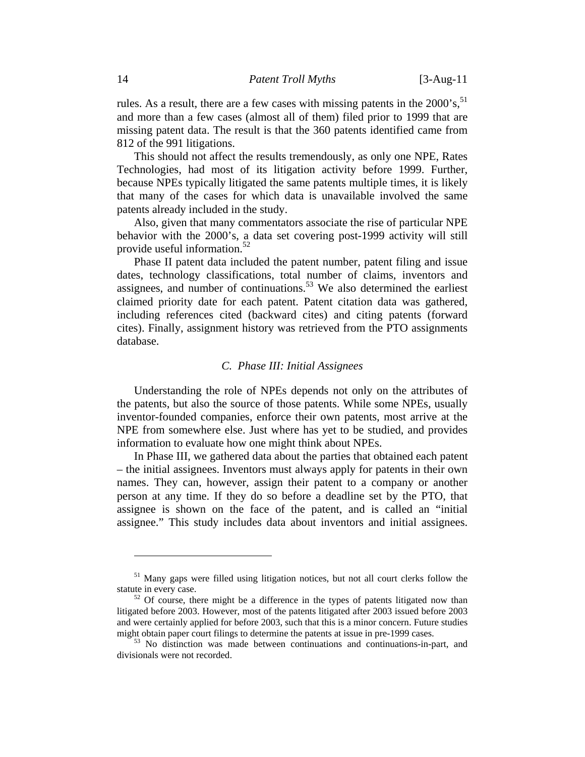rules. As a result, there are a few cases with missing patents in the 2000's,[51] and more than a few cases (almost all of them) filed prior to 1999 that are missing patent data. The result is that the 360 patents identified came from 812 of the 991 litigations.

This should not affect the results tremendously, as only one NPE, Rates Technologies, had most of its litigation activity before 1999. Further, because NPEs typically litigated the same patents multiple times, it is likely that many of the cases for which data is unavailable involved the same patents already included in the study.

Also, given that many commentators associate the rise of particular NPE behavior with the 2000's, a data set covering post-1999 activity will still provide useful information.[52]

Phase II patent data included the patent number, patent filing and issue dates, technology classifications, total number of claims, inventors and assignees, and number of continuations.[53] We also determined the earliest claimed priority date for each patent. Patent citation data was gathered, including references cited (backward cites) and citing patents (forward cites). Finally, assignment history was retrieved from the PTO assignments database.

### *C. Phase III: Initial Assignees*

Understanding the role of NPEs depends not only on the attributes of the patents, but also the source of those patents. While some NPEs, usually inventor-founded companies, enforce their own patents, most arrive at the NPE from somewhere else. Just where has yet to be studied, and provides information to evaluate how one might think about NPEs.

In Phase III, we gathered data about the parties that obtained each patent – the initial assignees. Inventors must always apply for patents in their own names. They can, however, assign their patent to a company or another person at any time. If they do so before a deadline set by the PTO, that assignee is shown on the face of the patent, and is called an "initial assignee." This study includes data about inventors and initial assignees.

---

[51] Many gaps were filled using litigation notices, but not all court clerks follow the statute in every case.

[52] Of course, there might be a difference in the types of patents litigated now than litigated before 2003. However, most of the patents litigated after 2003 issued before 2003 and were certainly applied for before 2003, such that this is a minor concern. Future studies might obtain paper court filings to determine the patents at issue in pre-1999 cases.

[53] No distinction was made between continuations and continuations-in-part, and divisionals were not recorded.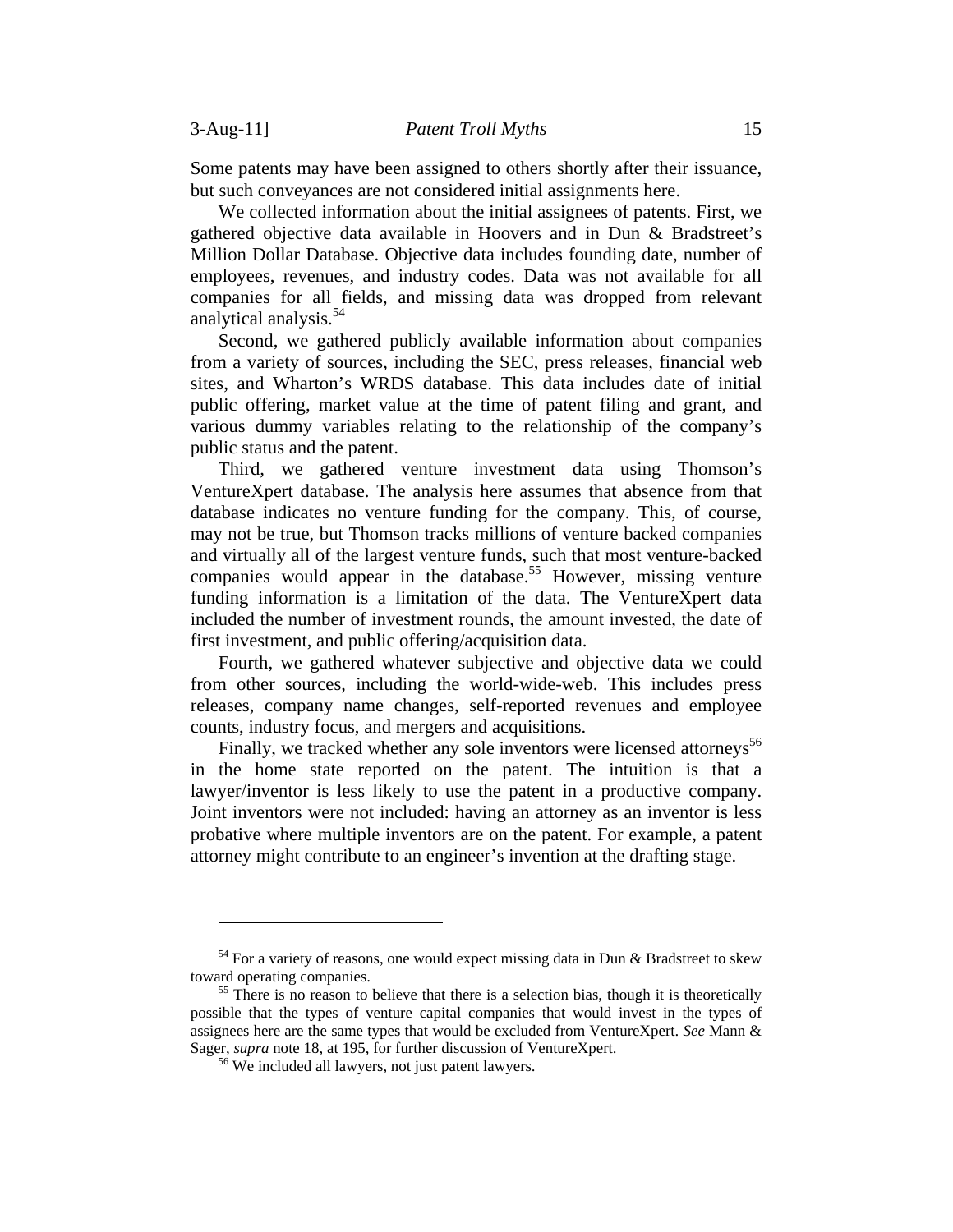Some patents may have been assigned to others shortly after their issuance, but such conveyances are not considered initial assignments here.

We collected information about the initial assignees of patents. First, we gathered objective data available in Hoovers and in Dun & Bradstreet's Million Dollar Database. Objective data includes founding date, number of employees, revenues, and industry codes. Data was not available for all companies for all fields, and missing data was dropped from relevant analytical analysis.[54]

Second, we gathered publicly available information about companies from a variety of sources, including the SEC, press releases, financial web sites, and Wharton's WRDS database. This data includes date of initial public offering, market value at the time of patent filing and grant, and various dummy variables relating to the relationship of the company's public status and the patent.

Third, we gathered venture investment data using Thomson's VentureXpert database. The analysis here assumes that absence from that database indicates no venture funding for the company. This, of course, may not be true, but Thomson tracks millions of venture backed companies and virtually all of the largest venture funds, such that most venture-backed companies would appear in the database.[55] However, missing venture funding information is a limitation of the data. The VentureXpert data included the number of investment rounds, the amount invested, the date of first investment, and public offering/acquisition data.

Fourth, we gathered whatever subjective and objective data we could from other sources, including the world-wide-web. This includes press releases, company name changes, self-reported revenues and employee counts, industry focus, and mergers and acquisitions.

Finally, we tracked whether any sole inventors were licensed attorneys[56] in the home state reported on the patent. The intuition is that a lawyer/inventor is less likely to use the patent in a productive company. Joint inventors were not included: having an attorney as an inventor is less probative where multiple inventors are on the patent. For example, a patent attorney might contribute to an engineer's invention at the drafting stage.

---

[54] For a variety of reasons, one would expect missing data in Dun & Bradstreet to skew toward operating companies.

[55] There is no reason to believe that there is a selection bias, though it is theoretically possible that the types of venture capital companies that would invest in the types of assignees here are the same types that would be excluded from VentureXpert. *See* Mann & Sager, *supra* note 18, at 195, for further discussion of VentureXpert.

[56] We included all lawyers, not just patent lawyers.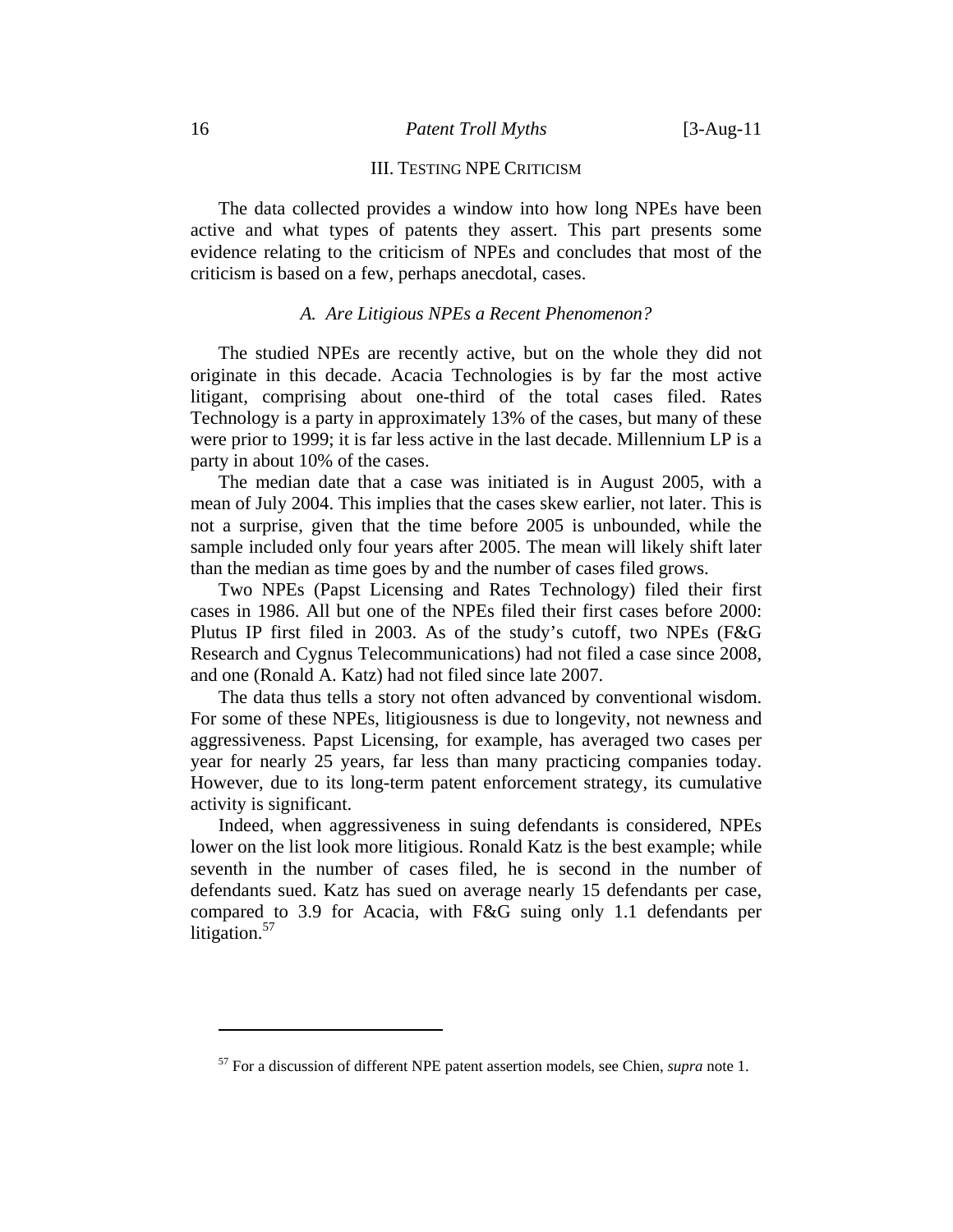## III. Testing NPE Criticism

The data collected provides a window into how long NPEs have been active and what types of patents they assert. This part presents some evidence relating to the criticism of NPEs and concludes that most of the criticism is based on a few, perhaps anecdotal, cases.

### *A. Are Litigious NPEs a Recent Phenomenon?*

The studied NPEs are recently active, but on the whole they did not originate in this decade. Acacia Technologies is by far the most active litigant, comprising about one-third of the total cases filed. Rates Technology is a party in approximately 13% of the cases, but many of these were prior to 1999; it is far less active in the last decade. Millennium LP is a party in about 10% of the cases.

The median date that a case was initiated is in August 2005, with a mean of July 2004. This implies that the cases skew earlier, not later. This is not a surprise, given that the time before 2005 is unbounded, while the sample included only four years after 2005. The mean will likely shift later than the median as time goes by and the number of cases filed grows.

Two NPEs (Papst Licensing and Rates Technology) filed their first cases in 1986. All but one of the NPEs filed their first cases before 2000: Plutus IP first filed in 2003. As of the study's cutoff, two NPEs (F&G Research and Cygnus Telecommunications) had not filed a case since 2008, and one (Ronald A. Katz) had not filed since late 2007.

The data thus tells a story not often advanced by conventional wisdom. For some of these NPEs, litigiousness is due to longevity, not newness and aggressiveness. Papst Licensing, for example, has averaged two cases per year for nearly 25 years, far less than many practicing companies today. However, due to its long-term patent enforcement strategy, its cumulative activity is significant.

Indeed, when aggressiveness in suing defendants is considered, NPEs lower on the list look more litigious. Ronald Katz is the best example; while seventh in the number of cases filed, he is second in the number of defendants sued. Katz has sued on average nearly 15 defendants per case, compared to 3.9 for Acacia, with F&G suing only 1.1 defendants per litigation.[57]

---

[57] For a discussion of different NPE patent assertion models, see Chien, *supra* note 1.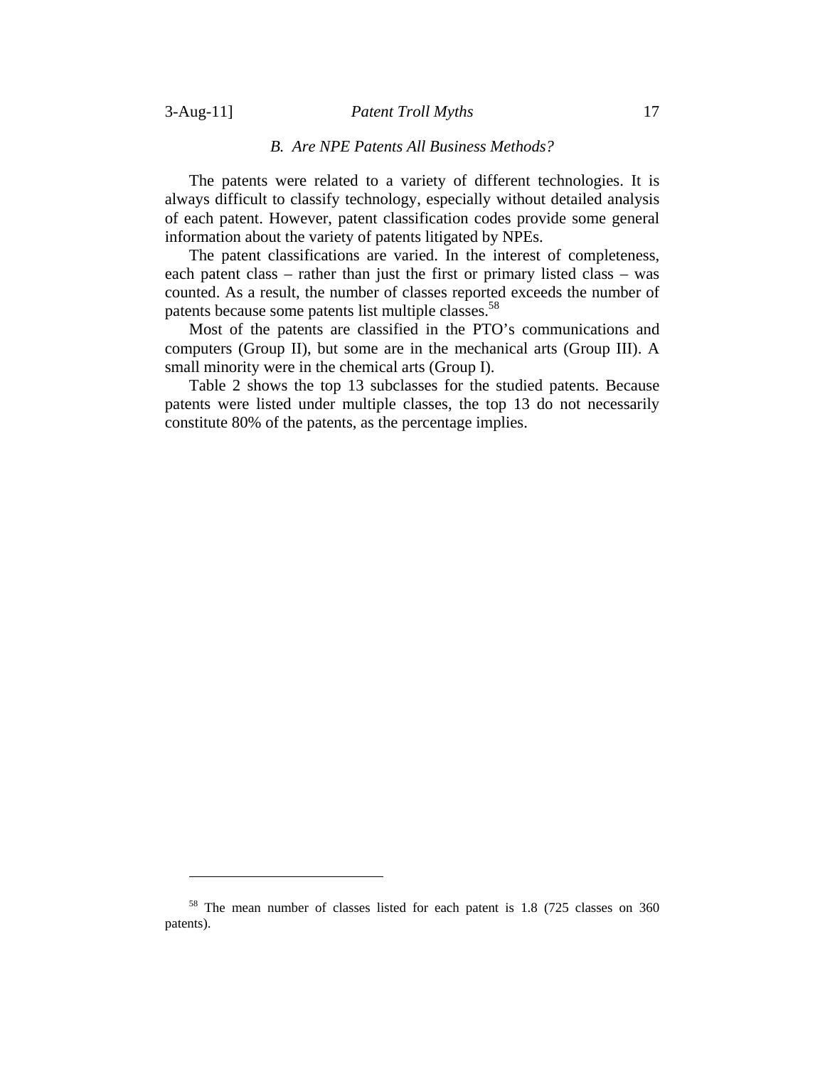### *B. Are NPE Patents All Business Methods?*

The patents were related to a variety of different technologies. It is always difficult to classify technology, especially without detailed analysis of each patent. However, patent classification codes provide some general information about the variety of patents litigated by NPEs.

The patent classifications are varied. In the interest of completeness, each patent class – rather than just the first or primary listed class – was counted. As a result, the number of classes reported exceeds the number of patents because some patents list multiple classes.[58]

Most of the patents are classified in the PTO's communications and computers (Group II), but some are in the mechanical arts (Group III). A small minority were in the chemical arts (Group I).

Table 2 shows the top 13 subclasses for the studied patents. Because patents were listed under multiple classes, the top 13 do not necessarily constitute 80% of the patents, as the percentage implies.

---

[58] The mean number of classes listed for each patent is 1.8 (725 classes on 360 patents).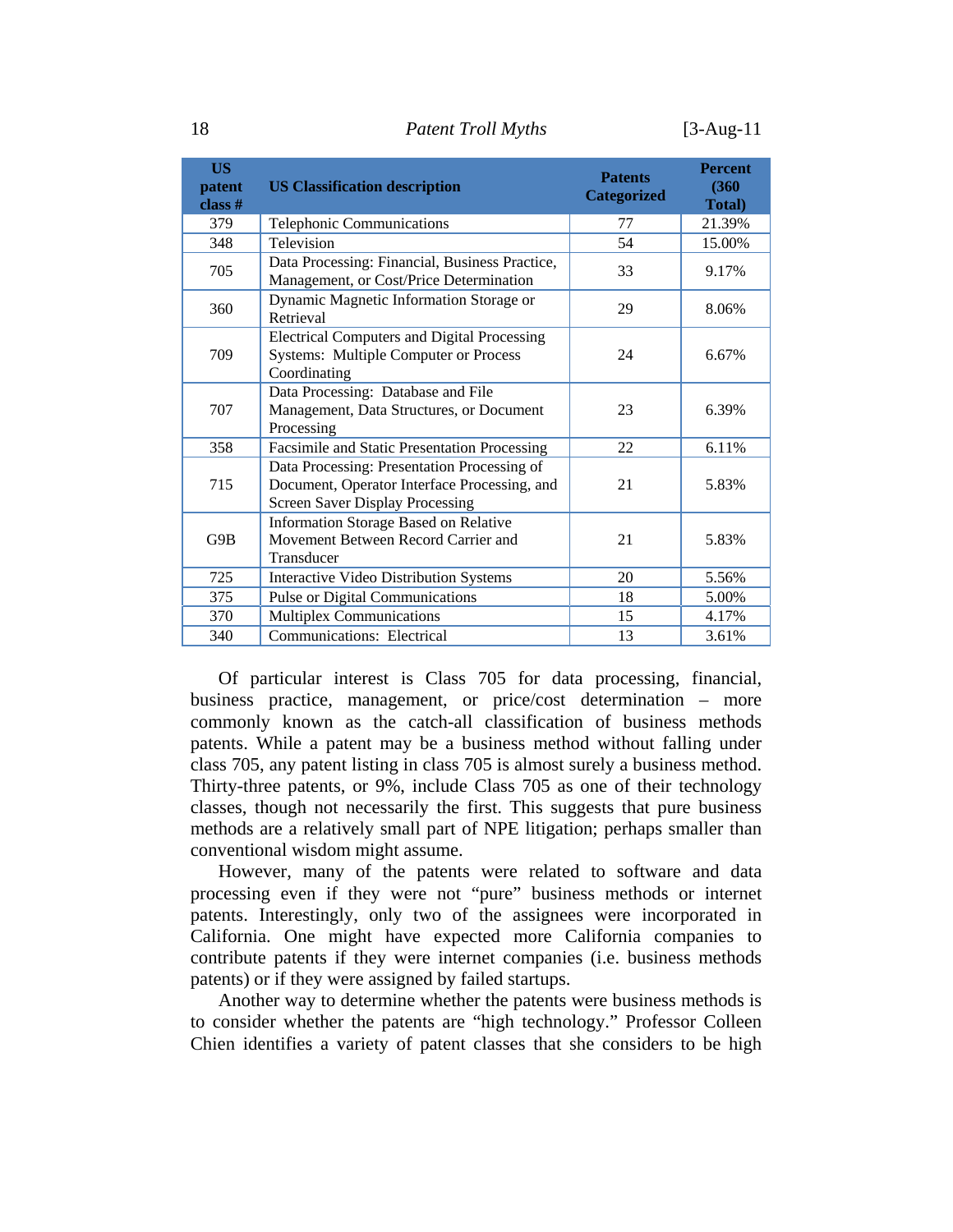| US patent class # | US Classification description | Patents Categorized | Percent (360 Total) |
|---|---|---|---|
| 379 | Telephonic Communications | 77 | 21.39% |
| 348 | Television | 54 | 15.00% |
| 705 | Data Processing: Financial, Business Practice, Management, or Cost/Price Determination | 33 | 9.17% |
| 360 | Dynamic Magnetic Information Storage or Retrieval | 29 | 8.06% |
| 709 | Electrical Computers and Digital Processing Systems: Multiple Computer or Process Coordinating | 24 | 6.67% |
| 707 | Data Processing: Database and File Management, Data Structures, or Document Processing | 23 | 6.39% |
| 358 | Facsimile and Static Presentation Processing | 22 | 6.11% |
| 715 | Data Processing: Presentation Processing of Document, Operator Interface Processing, and Screen Saver Display Processing | 21 | 5.83% |
| G9B | Information Storage Based on Relative Movement Between Record Carrier and Transducer | 21 | 5.83% |
| 725 | Interactive Video Distribution Systems | 20 | 5.56% |
| 375 | Pulse or Digital Communications | 18 | 5.00% |
| 370 | Multiplex Communications | 15 | 4.17% |
| 340 | Communications: Electrical | 13 | 3.61% |

Of particular interest is Class 705 for data processing, financial, business practice, management, or price/cost determination – more commonly known as the catch-all classification of business methods patents. While a patent may be a business method without falling under class 705, any patent listing in class 705 is almost surely a business method. Thirty-three patents, or 9%, include Class 705 as one of their technology classes, though not necessarily the first. This suggests that pure business methods are a relatively small part of NPE litigation; perhaps smaller than conventional wisdom might assume.

However, many of the patents were related to software and data processing even if they were not "pure" business methods or internet patents. Interestingly, only two of the assignees were incorporated in California. One might have expected more California companies to contribute patents if they were internet companies (i.e. business methods patents) or if they were assigned by failed startups.

Another way to determine whether the patents were business methods is to consider whether the patents are "high technology." Professor Colleen Chien identifies a variety of patent classes that she considers to be high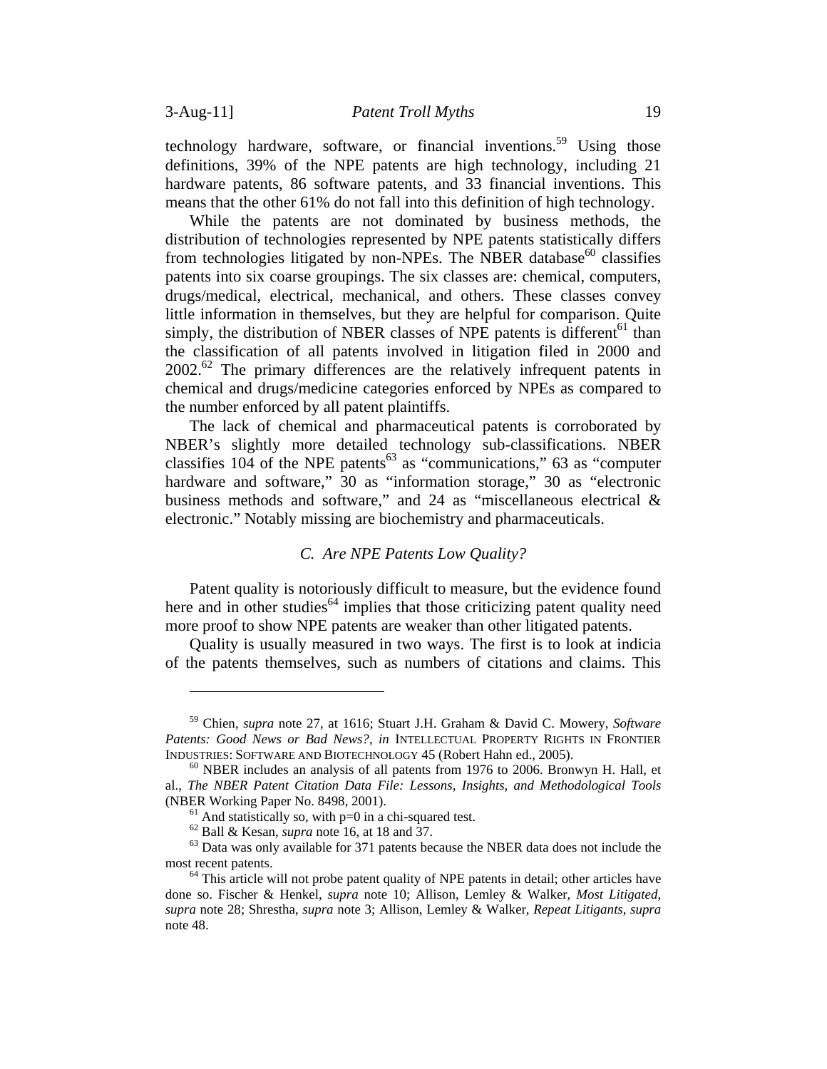technology hardware, software, or financial inventions.[59] Using those definitions, 39% of the NPE patents are high technology, including 21 hardware patents, 86 software patents, and 33 financial inventions. This means that the other 61% do not fall into this definition of high technology.

While the patents are not dominated by business methods, the distribution of technologies represented by NPE patents statistically differs from technologies litigated by non-NPEs. The NBER database[60] classifies patents into six coarse groupings. The six classes are: chemical, computers, drugs/medical, electrical, mechanical, and others. These classes convey little information in themselves, but they are helpful for comparison. Quite simply, the distribution of NBER classes of NPE patents is different[61] than the classification of all patents involved in litigation filed in 2000 and 2002.[62] The primary differences are the relatively infrequent patents in chemical and drugs/medicine categories enforced by NPEs as compared to the number enforced by all patent plaintiffs.

The lack of chemical and pharmaceutical patents is corroborated by NBER's slightly more detailed technology sub-classifications. NBER classifies 104 of the NPE patents[63] as "communications," 63 as "computer hardware and software," 30 as "information storage," 30 as "electronic business methods and software," and 24 as "miscellaneous electrical & electronic." Notably missing are biochemistry and pharmaceuticals.

### *C. Are NPE Patents Low Quality?*

Patent quality is notoriously difficult to measure, but the evidence found here and in other studies[64] implies that those criticizing patent quality need more proof to show NPE patents are weaker than other litigated patents.

Quality is usually measured in two ways. The first is to look at indicia of the patents themselves, such as numbers of citations and claims. This

---

[59] Chien, *supra* note 27, at 1616; Stuart J.H. Graham & David C. Mowery, *Software Patents: Good News or Bad News?*, *in* INTELLECTUAL PROPERTY RIGHTS IN FRONTIER INDUSTRIES: SOFTWARE AND BIOTECHNOLOGY 45 (Robert Hahn ed., 2005).

[60] NBER includes an analysis of all patents from 1976 to 2006. Bronwyn H. Hall, et al., *The NBER Patent Citation Data File: Lessons, Insights, and Methodological Tools* (NBER Working Paper No. 8498, 2001).

[61] And statistically so, with $p=0$ in a chi-squared test.

[62] Ball & Kesan, *supra* note 16, at 18 and 37.

[63] Data was only available for 371 patents because the NBER data does not include the most recent patents.

[64] This article will not probe patent quality of NPE patents in detail; other articles have done so. Fischer & Henkel, *supra* note 10; Allison, Lemley & Walker, *Most Litigated*, *supra* note 28; Shrestha, *supra* note 3; Allison, Lemley & Walker, *Repeat Litigants*, *supra* note 48.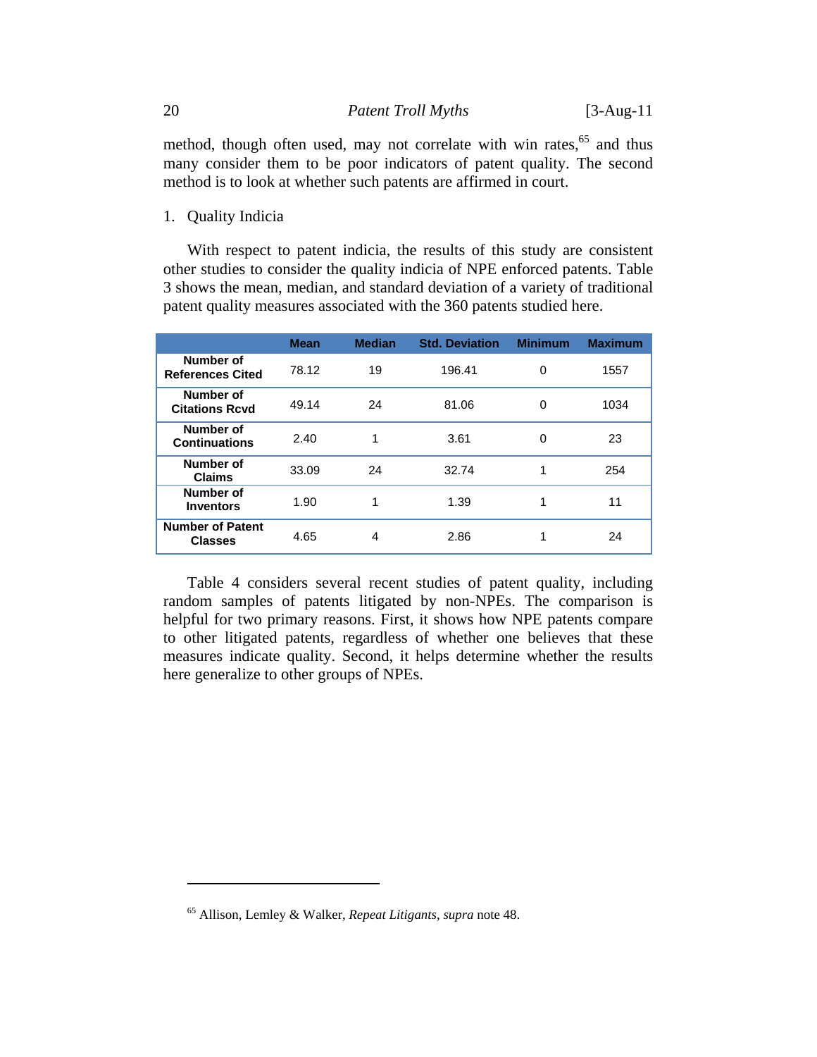method, though often used, may not correlate with win rates,[65] and thus many consider them to be poor indicators of patent quality. The second method is to look at whether such patents are affirmed in court.

1. Quality Indicia

With respect to patent indicia, the results of this study are consistent other studies to consider the quality indicia of NPE enforced patents. Table 3 shows the mean, median, and standard deviation of a variety of traditional patent quality measures associated with the 360 patents studied here.

| | Mean | Median | Std. Deviation | Minimum | Maximum |
|---|---|---|---|---|---|
| **Number of References Cited** | 78.12 | 19 | 196.41 | 0 | 1557 |
| **Number of Citations Rcvd** | 49.14 | 24 | 81.06 | 0 | 1034 |
| **Number of Continuations** | 2.40 | 1 | 3.61 | 0 | 23 |
| **Number of Claims** | 33.09 | 24 | 32.74 | 1 | 254 |
| **Number of Inventors** | 1.90 | 1 | 1.39 | 1 | 11 |
| **Number of Patent Classes** | 4.65 | 4 | 2.86 | 1 | 24 |

Table 4 considers several recent studies of patent quality, including random samples of patents litigated by non-NPEs. The comparison is helpful for two primary reasons. First, it shows how NPE patents compare to other litigated patents, regardless of whether one believes that these measures indicate quality. Second, it helps determine whether the results here generalize to other groups of NPEs.

[65] Allison, Lemley & Walker, *Repeat Litigants*, *supra* note 48.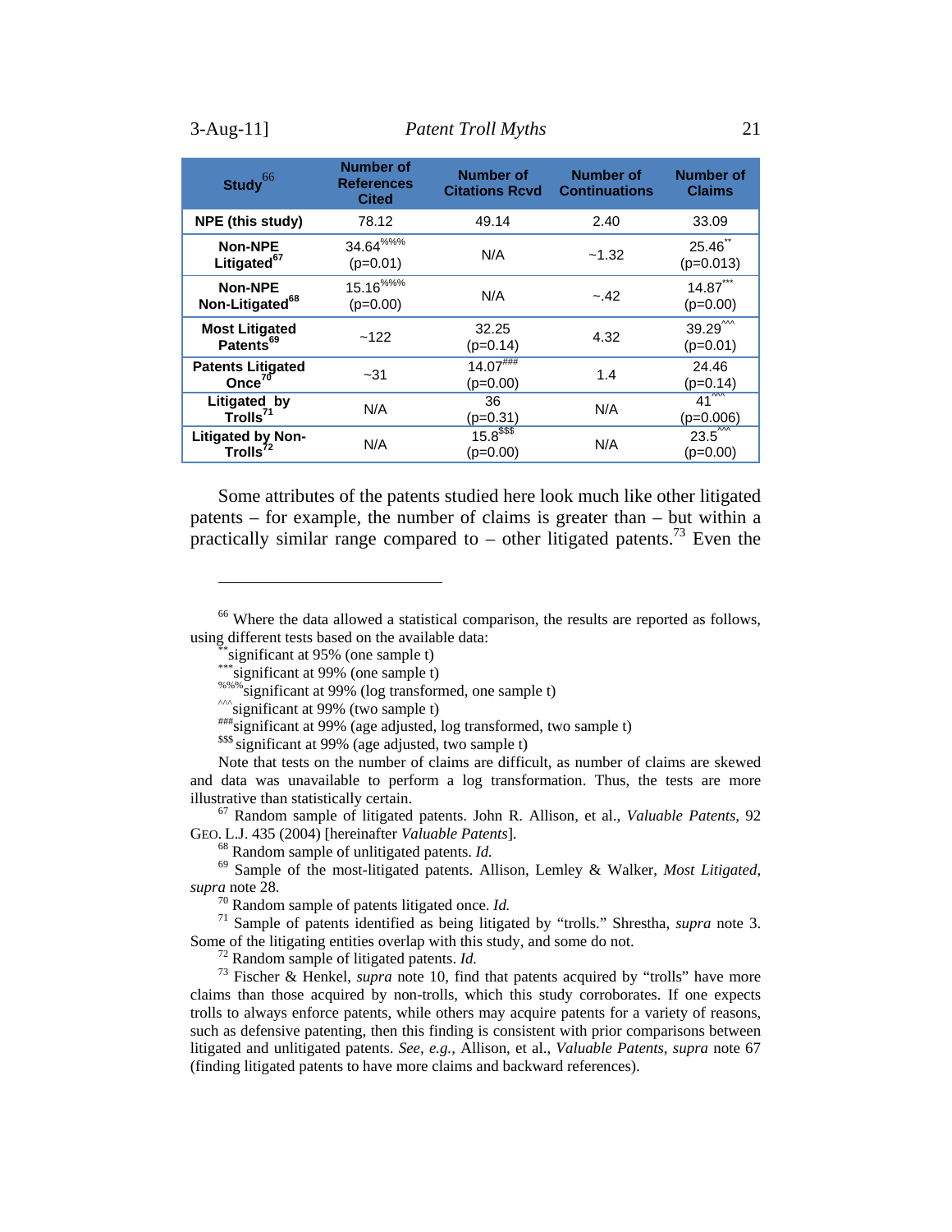| Study[66] | Number of References Cited | Number of Citations Rcvd | Number of Continuations | Number of Claims |
|---|---|---|---|---|
| NPE (this study) | 78.12 | 49.14 | 2.40 | 33.09 |
| Non-NPE Litigated[67] | 34.64%%% (p=0.01) | N/A | ~1.32 | 25.46** (p=0.013) |
| Non-NPE Non-Litigated[68] | 15.16%%% (p=0.00) | N/A | ~.42 | 14.87*** (p=0.00) |
| Most Litigated Patents[69] | ~122 | 32.25 (p=0.14) | 4.32 | 39.29^^^ (p=0.01) |
| Patents Litigated Once[70] | ~31 | 14.07### (p=0.00) | 1.4 | 24.46 (p=0.14) |
| Litigated by Trolls[71] | N/A | 36 (p=0.31) | N/A | 41^^^ (p=0.006) |
| Litigated by Non-Trolls[72] | N/A | 15.8$$$ (p=0.00) | N/A | 23.5^^^ (p=0.00) |

Some attributes of the patents studied here look much like other litigated patents – for example, the number of claims is greater than – but within a practically similar range compared to – other litigated patents.[73] Even the

---

[66] Where the data allowed a statistical comparison, the results are reported as follows, using different tests based on the available data:

** significant at 95% (one sample t)

*** significant at 99% (one sample t)

%%% significant at 99% (log transformed, one sample t)

^^^ significant at 99% (two sample t)

### significant at 99% (age adjusted, log transformed, two sample t)

$$$ significant at 99% (age adjusted, two sample t)

Note that tests on the number of claims are difficult, as number of claims are skewed and data was unavailable to perform a log transformation. Thus, the tests are more illustrative than statistically certain.

[67] Random sample of litigated patents. John R. Allison, et al., *Valuable Patents*, 92 GEO. L.J. 435 (2004) [hereinafter *Valuable Patents*].

[68] Random sample of unlitigated patents. *Id.*

[69] Sample of the most-litigated patents. Allison, Lemley & Walker, *Most Litigated*, *supra* note 28.

[70] Random sample of patents litigated once. *Id.*

[71] Sample of patents identified as being litigated by "trolls." Shrestha, *supra* note 3. Some of the litigating entities overlap with this study, and some do not.

[72] Random sample of litigated patents. *Id.*

[73] Fischer & Henkel, *supra* note 10, find that patents acquired by "trolls" have more claims than those acquired by non-trolls, which this study corroborates. If one expects trolls to always enforce patents, while others may acquire patents for a variety of reasons, such as defensive patenting, then this finding is consistent with prior comparisons between litigated and unlitigated patents. *See, e.g.,* Allison, et al., *Valuable Patents*, *supra* note 67 (finding litigated patents to have more claims and backward references).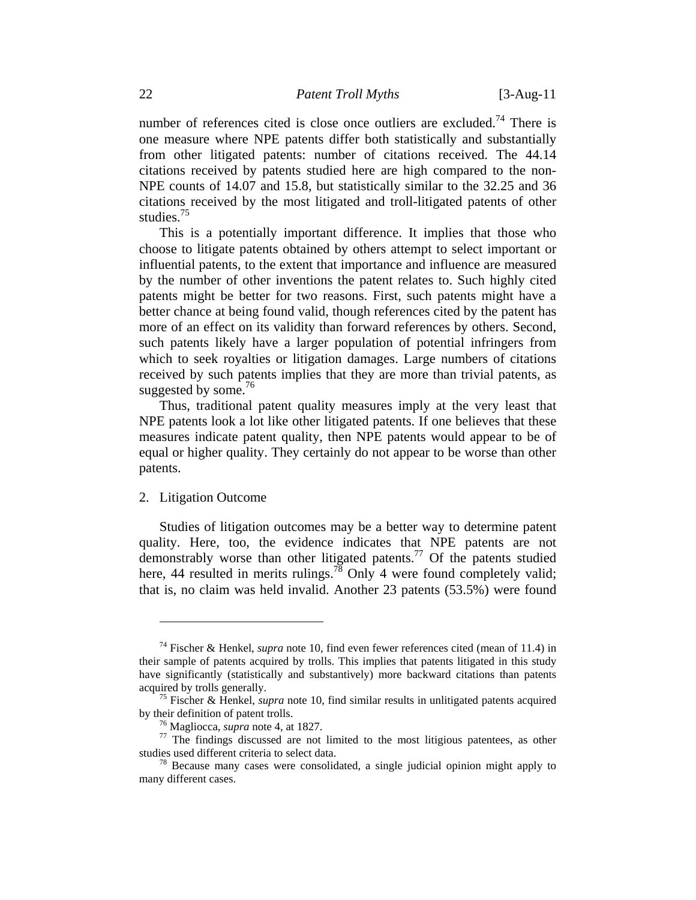number of references cited is close once outliers are excluded.[74] There is one measure where NPE patents differ both statistically and substantially from other litigated patents: number of citations received. The 44.14 citations received by patents studied here are high compared to the non-NPE counts of 14.07 and 15.8, but statistically similar to the 32.25 and 36 citations received by the most litigated and troll-litigated patents of other studies.[75]

This is a potentially important difference. It implies that those who choose to litigate patents obtained by others attempt to select important or influential patents, to the extent that importance and influence are measured by the number of other inventions the patent relates to. Such highly cited patents might be better for two reasons. First, such patents might have a better chance at being found valid, though references cited by the patent has more of an effect on its validity than forward references by others. Second, such patents likely have a larger population of potential infringers from which to seek royalties or litigation damages. Large numbers of citations received by such patents implies that they are more than trivial patents, as suggested by some.[76]

Thus, traditional patent quality measures imply at the very least that NPE patents look a lot like other litigated patents. If one believes that these measures indicate patent quality, then NPE patents would appear to be of equal or higher quality. They certainly do not appear to be worse than other patents.

2. Litigation Outcome

Studies of litigation outcomes may be a better way to determine patent quality. Here, too, the evidence indicates that NPE patents are not demonstrably worse than other litigated patents.[77] Of the patents studied here, 44 resulted in merits rulings.[78] Only 4 were found completely valid; that is, no claim was held invalid. Another 23 patents (53.5%) were found

---

[74] Fischer & Henkel, *supra* note 10, find even fewer references cited (mean of 11.4) in their sample of patents acquired by trolls. This implies that patents litigated in this study have significantly (statistically and substantively) more backward citations than patents acquired by trolls generally.

[75] Fischer & Henkel, *supra* note 10, find similar results in unlitigated patents acquired by their definition of patent trolls.

[76] Magliocca, *supra* note 4, at 1827.

[77] The findings discussed are not limited to the most litigious patentees, as other studies used different criteria to select data.

[78] Because many cases were consolidated, a single judicial opinion might apply to many different cases.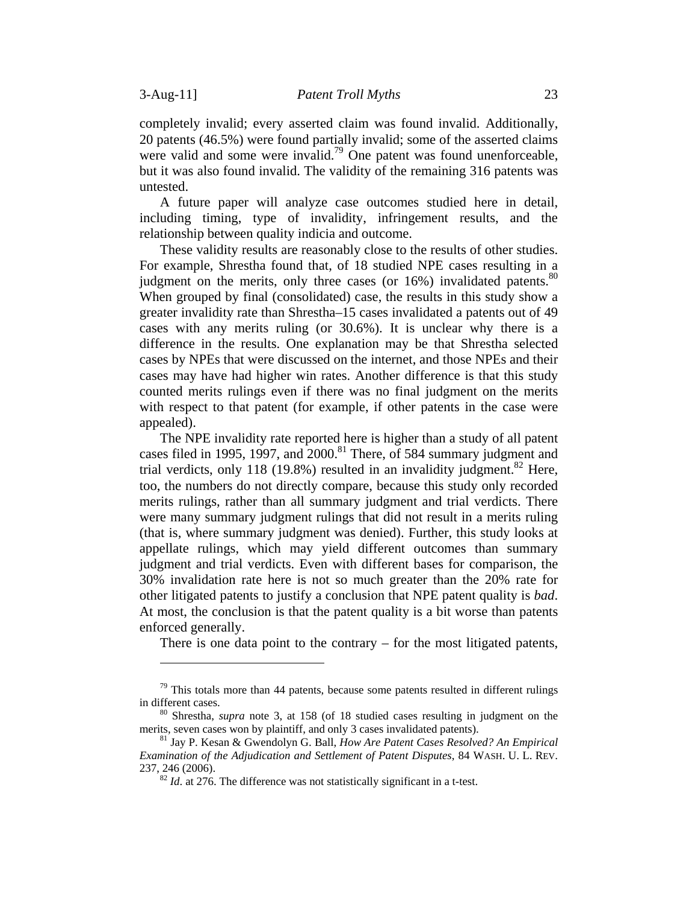completely invalid; every asserted claim was found invalid. Additionally, 20 patents (46.5%) were found partially invalid; some of the asserted claims were valid and some were invalid.[79] One patent was found unenforceable, but it was also found invalid. The validity of the remaining 316 patents was untested.

A future paper will analyze case outcomes studied here in detail, including timing, type of invalidity, infringement results, and the relationship between quality indicia and outcome.

These validity results are reasonably close to the results of other studies. For example, Shrestha found that, of 18 studied NPE cases resulting in a judgment on the merits, only three cases (or 16%) invalidated patents.[80] When grouped by final (consolidated) case, the results in this study show a greater invalidity rate than Shrestha–15 cases invalidated a patents out of 49 cases with any merits ruling (or 30.6%). It is unclear why there is a difference in the results. One explanation may be that Shrestha selected cases by NPEs that were discussed on the internet, and those NPEs and their cases may have had higher win rates. Another difference is that this study counted merits rulings even if there was no final judgment on the merits with respect to that patent (for example, if other patents in the case were appealed).

The NPE invalidity rate reported here is higher than a study of all patent cases filed in 1995, 1997, and 2000.[81] There, of 584 summary judgment and trial verdicts, only 118 (19.8%) resulted in an invalidity judgment.[82] Here, too, the numbers do not directly compare, because this study only recorded merits rulings, rather than all summary judgment and trial verdicts. There were many summary judgment rulings that did not result in a merits ruling (that is, where summary judgment was denied). Further, this study looks at appellate rulings, which may yield different outcomes than summary judgment and trial verdicts. Even with different bases for comparison, the 30% invalidation rate here is not so much greater than the 20% rate for other litigated patents to justify a conclusion that NPE patent quality is *bad*. At most, the conclusion is that the patent quality is a bit worse than patents enforced generally.

There is one data point to the contrary – for the most litigated patents,

---

[79] This totals more than 44 patents, because some patents resulted in different rulings in different cases.

[80] Shrestha, *supra* note 3, at 158 (of 18 studied cases resulting in judgment on the merits, seven cases won by plaintiff, and only 3 cases invalidated patents).

[81] Jay P. Kesan & Gwendolyn G. Ball, *How Are Patent Cases Resolved? An Empirical Examination of the Adjudication and Settlement of Patent Disputes*, 84 WASH. U. L. REV. 237, 246 (2006).

[82] *Id*. at 276. The difference was not statistically significant in a t-test.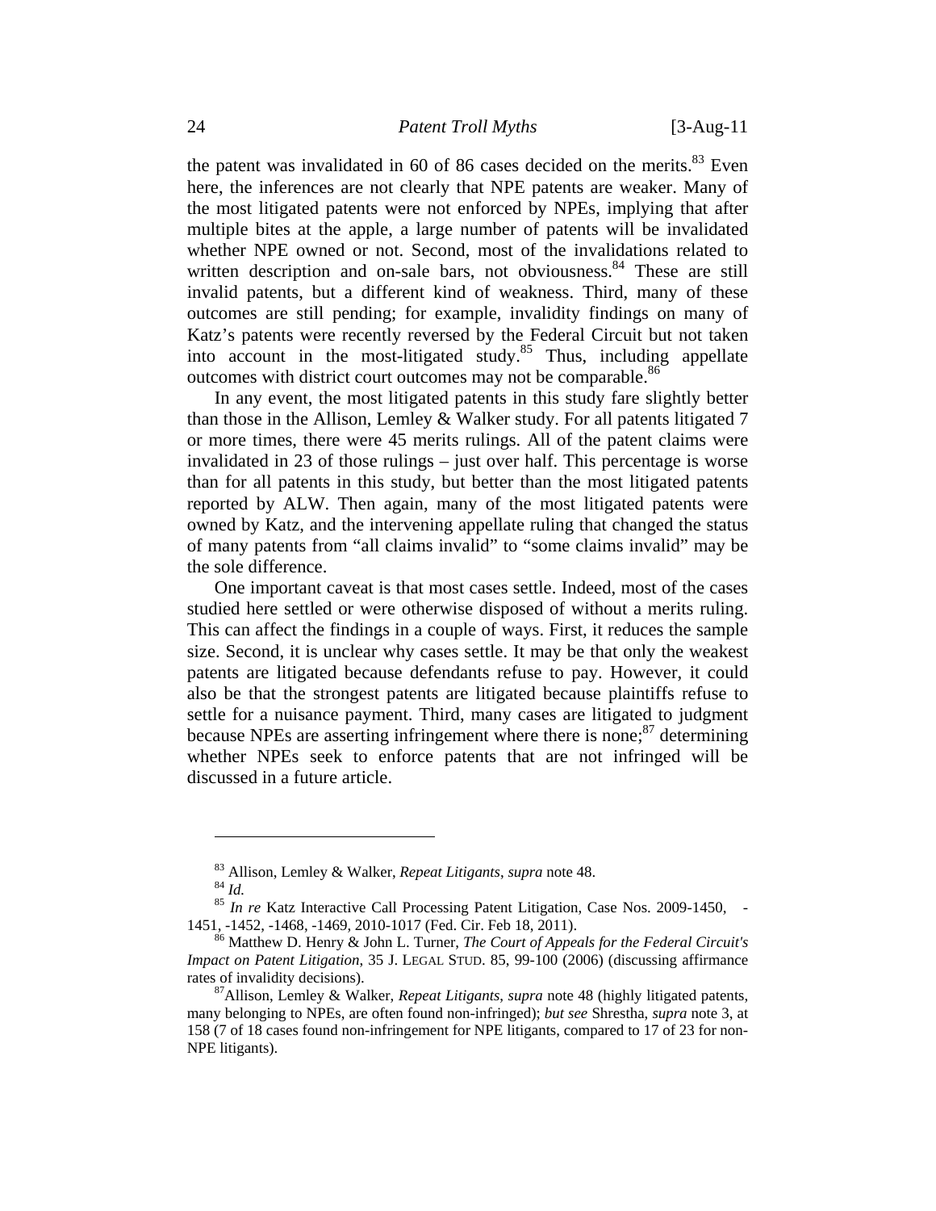the patent was invalidated in 60 of 86 cases decided on the merits.[83] Even here, the inferences are not clearly that NPE patents are weaker. Many of the most litigated patents were not enforced by NPEs, implying that after multiple bites at the apple, a large number of patents will be invalidated whether NPE owned or not. Second, most of the invalidations related to written description and on-sale bars, not obviousness.[84] These are still invalid patents, but a different kind of weakness. Third, many of these outcomes are still pending; for example, invalidity findings on many of Katz's patents were recently reversed by the Federal Circuit but not taken into account in the most-litigated study.[85] Thus, including appellate outcomes with district court outcomes may not be comparable.[86]

In any event, the most litigated patents in this study fare slightly better than those in the Allison, Lemley & Walker study. For all patents litigated 7 or more times, there were 45 merits rulings. All of the patent claims were invalidated in 23 of those rulings – just over half. This percentage is worse than for all patents in this study, but better than the most litigated patents reported by ALW. Then again, many of the most litigated patents were owned by Katz, and the intervening appellate ruling that changed the status of many patents from "all claims invalid" to "some claims invalid" may be the sole difference.

One important caveat is that most cases settle. Indeed, most of the cases studied here settled or were otherwise disposed of without a merits ruling. This can affect the findings in a couple of ways. First, it reduces the sample size. Second, it is unclear why cases settle. It may be that only the weakest patents are litigated because defendants refuse to pay. However, it could also be that the strongest patents are litigated because plaintiffs refuse to settle for a nuisance payment. Third, many cases are litigated to judgment because NPEs are asserting infringement where there is none;[87] determining whether NPEs seek to enforce patents that are not infringed will be discussed in a future article.

---

[83] Allison, Lemley & Walker, *Repeat Litigants*, *supra* note 48.

[84] *Id.*

[85] *In re* Katz Interactive Call Processing Patent Litigation, Case Nos. 2009-1450, -1451, -1452, -1468, -1469, 2010-1017 (Fed. Cir. Feb 18, 2011).

[86] Matthew D. Henry & John L. Turner, *The Court of Appeals for the Federal Circuit's Impact on Patent Litigation*, 35 J. LEGAL STUD. 85, 99-100 (2006) (discussing affirmance rates of invalidity decisions).

[87] Allison, Lemley & Walker, *Repeat Litigants*, *supra* note 48 (highly litigated patents, many belonging to NPEs, are often found non-infringed); *but see* Shrestha, *supra* note 3, at 158 (7 of 18 cases found non-infringement for NPE litigants, compared to 17 of 23 for non-NPE litigants).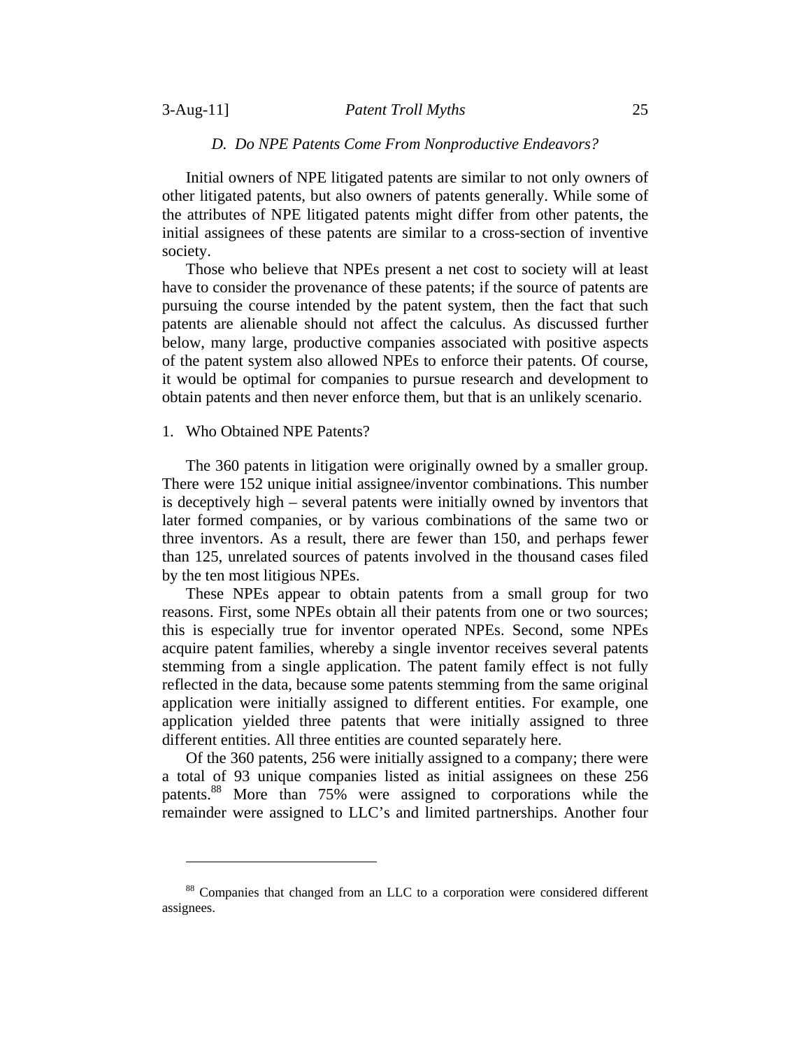### *D. Do NPE Patents Come From Nonproductive Endeavors?*

Initial owners of NPE litigated patents are similar to not only owners of other litigated patents, but also owners of patents generally. While some of the attributes of NPE litigated patents might differ from other patents, the initial assignees of these patents are similar to a cross-section of inventive society.

Those who believe that NPEs present a net cost to society will at least have to consider the provenance of these patents; if the source of patents are pursuing the course intended by the patent system, then the fact that such patents are alienable should not affect the calculus. As discussed further below, many large, productive companies associated with positive aspects of the patent system also allowed NPEs to enforce their patents. Of course, it would be optimal for companies to pursue research and development to obtain patents and then never enforce them, but that is an unlikely scenario.

#### 1. Who Obtained NPE Patents?

The 360 patents in litigation were originally owned by a smaller group. There were 152 unique initial assignee/inventor combinations. This number is deceptively high – several patents were initially owned by inventors that later formed companies, or by various combinations of the same two or three inventors. As a result, there are fewer than 150, and perhaps fewer than 125, unrelated sources of patents involved in the thousand cases filed by the ten most litigious NPEs.

These NPEs appear to obtain patents from a small group for two reasons. First, some NPEs obtain all their patents from one or two sources; this is especially true for inventor operated NPEs. Second, some NPEs acquire patent families, whereby a single inventor receives several patents stemming from a single application. The patent family effect is not fully reflected in the data, because some patents stemming from the same original application were initially assigned to different entities. For example, one application yielded three patents that were initially assigned to three different entities. All three entities are counted separately here.

Of the 360 patents, 256 were initially assigned to a company; there were a total of 93 unique companies listed as initial assignees on these 256 patents.[88] More than 75% were assigned to corporations while the remainder were assigned to LLC's and limited partnerships. Another four

---

[88] Companies that changed from an LLC to a corporation were considered different assignees.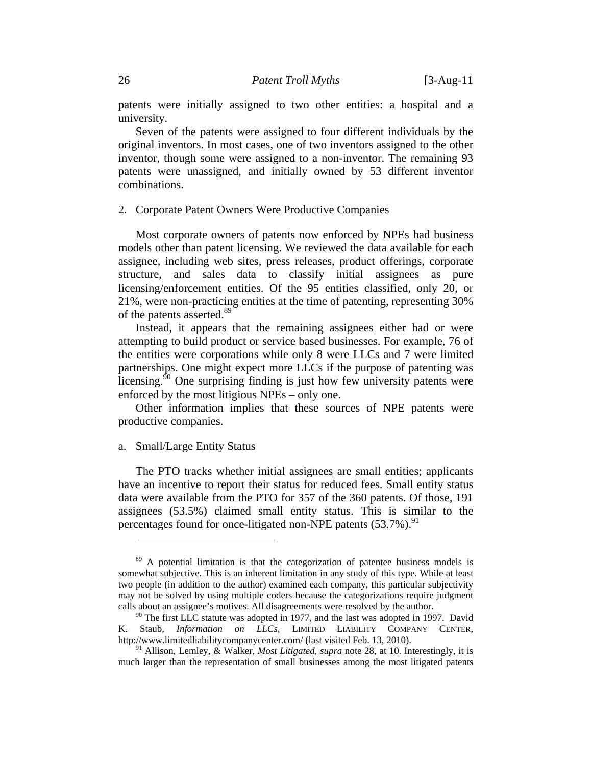patents were initially assigned to two other entities: a hospital and a university.

Seven of the patents were assigned to four different individuals by the original inventors. In most cases, one of two inventors assigned to the other inventor, though some were assigned to a non-inventor. The remaining 93 patents were unassigned, and initially owned by 53 different inventor combinations.

### 2. Corporate Patent Owners Were Productive Companies

Most corporate owners of patents now enforced by NPEs had business models other than patent licensing. We reviewed the data available for each assignee, including web sites, press releases, product offerings, corporate structure, and sales data to classify initial assignees as pure licensing/enforcement entities. Of the 95 entities classified, only 20, or 21%, were non-practicing entities at the time of patenting, representing 30% of the patents asserted.[89]

Instead, it appears that the remaining assignees either had or were attempting to build product or service based businesses. For example, 76 of the entities were corporations while only 8 were LLCs and 7 were limited partnerships. One might expect more LLCs if the purpose of patenting was licensing.[90] One surprising finding is just how few university patents were enforced by the most litigious NPEs – only one.

Other information implies that these sources of NPE patents were productive companies.

#### a. Small/Large Entity Status

The PTO tracks whether initial assignees are small entities; applicants have an incentive to report their status for reduced fees. Small entity status data were available from the PTO for 357 of the 360 patents. Of those, 191 assignees (53.5%) claimed small entity status. This is similar to the percentages found for once-litigated non-NPE patents (53.7%).[91]

---

[89] A potential limitation is that the categorization of patentee business models is somewhat subjective. This is an inherent limitation in any study of this type. While at least two people (in addition to the author) examined each company, this particular subjectivity may not be solved by using multiple coders because the categorizations require judgment calls about an assignee's motives. All disagreements were resolved by the author.

[90] The first LLC statute was adopted in 1977, and the last was adopted in 1997. David K. Staub, *Information on LLCs*, LIMITED LIABILITY COMPANY CENTER, http://www.limitedliabilitycompanycenter.com/ (last visited Feb. 13, 2010).

[91] Allison, Lemley, & Walker, *Most Litigated*, *supra* note 28, at 10. Interestingly, it is much larger than the representation of small businesses among the most litigated patents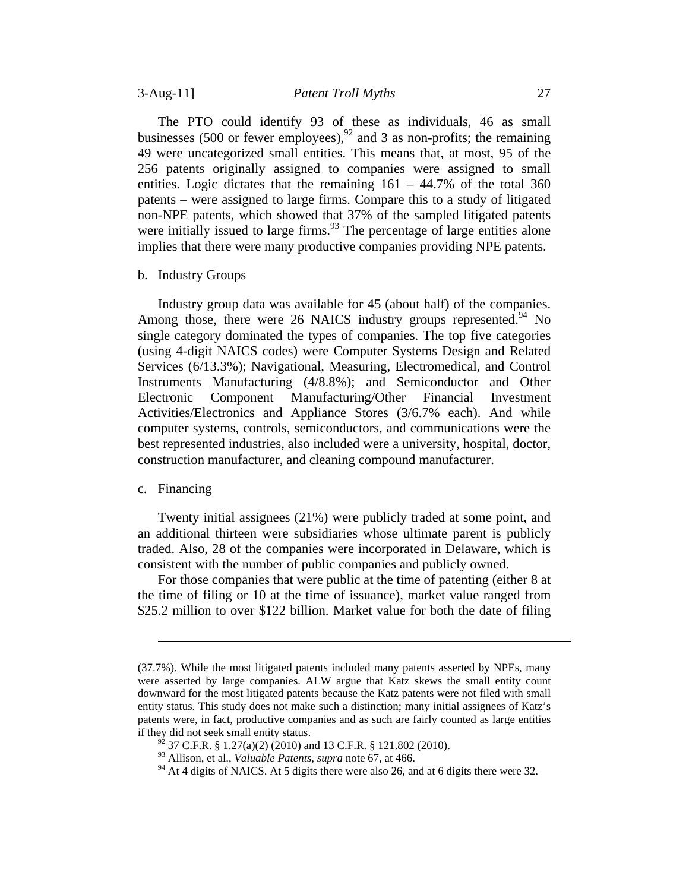The PTO could identify 93 of these as individuals, 46 as small businesses (500 or fewer employees),[92] and 3 as non-profits; the remaining 49 were uncategorized small entities. This means that, at most, 95 of the 256 patents originally assigned to companies were assigned to small entities. Logic dictates that the remaining 161 – 44.7% of the total 360 patents – were assigned to large firms. Compare this to a study of litigated non-NPE patents, which showed that 37% of the sampled litigated patents were initially issued to large firms.[93] The percentage of large entities alone implies that there were many productive companies providing NPE patents.

b. Industry Groups

Industry group data was available for 45 (about half) of the companies. Among those, there were 26 NAICS industry groups represented.[94] No single category dominated the types of companies. The top five categories (using 4-digit NAICS codes) were Computer Systems Design and Related Services (6/13.3%); Navigational, Measuring, Electromedical, and Control Instruments Manufacturing (4/8.8%); and Semiconductor and Other Electronic Component Manufacturing/Other Financial Investment Activities/Electronics and Appliance Stores (3/6.7% each). And while computer systems, controls, semiconductors, and communications were the best represented industries, also included were a university, hospital, doctor, construction manufacturer, and cleaning compound manufacturer.

c. Financing

Twenty initial assignees (21%) were publicly traded at some point, and an additional thirteen were subsidiaries whose ultimate parent is publicly traded. Also, 28 of the companies were incorporated in Delaware, which is consistent with the number of public companies and publicly owned.

For those companies that were public at the time of patenting (either 8 at the time of filing or 10 at the time of issuance), market value ranged from $25.2 million to over $122 billion. Market value for both the date of filing

---

(37.7%). While the most litigated patents included many patents asserted by NPEs, many were asserted by large companies. ALW argue that Katz skews the small entity count downward for the most litigated patents because the Katz patents were not filed with small entity status. This study does not make such a distinction; many initial assignees of Katz's patents were, in fact, productive companies and as such are fairly counted as large entities if they did not seek small entity status.

[92] 37 C.F.R. § 1.27(a)(2) (2010) and 13 C.F.R. § 121.802 (2010).

[93] Allison, et al., *Valuable Patents*, *supra* note 67, at 466.

[94] At 4 digits of NAICS. At 5 digits there were also 26, and at 6 digits there were 32.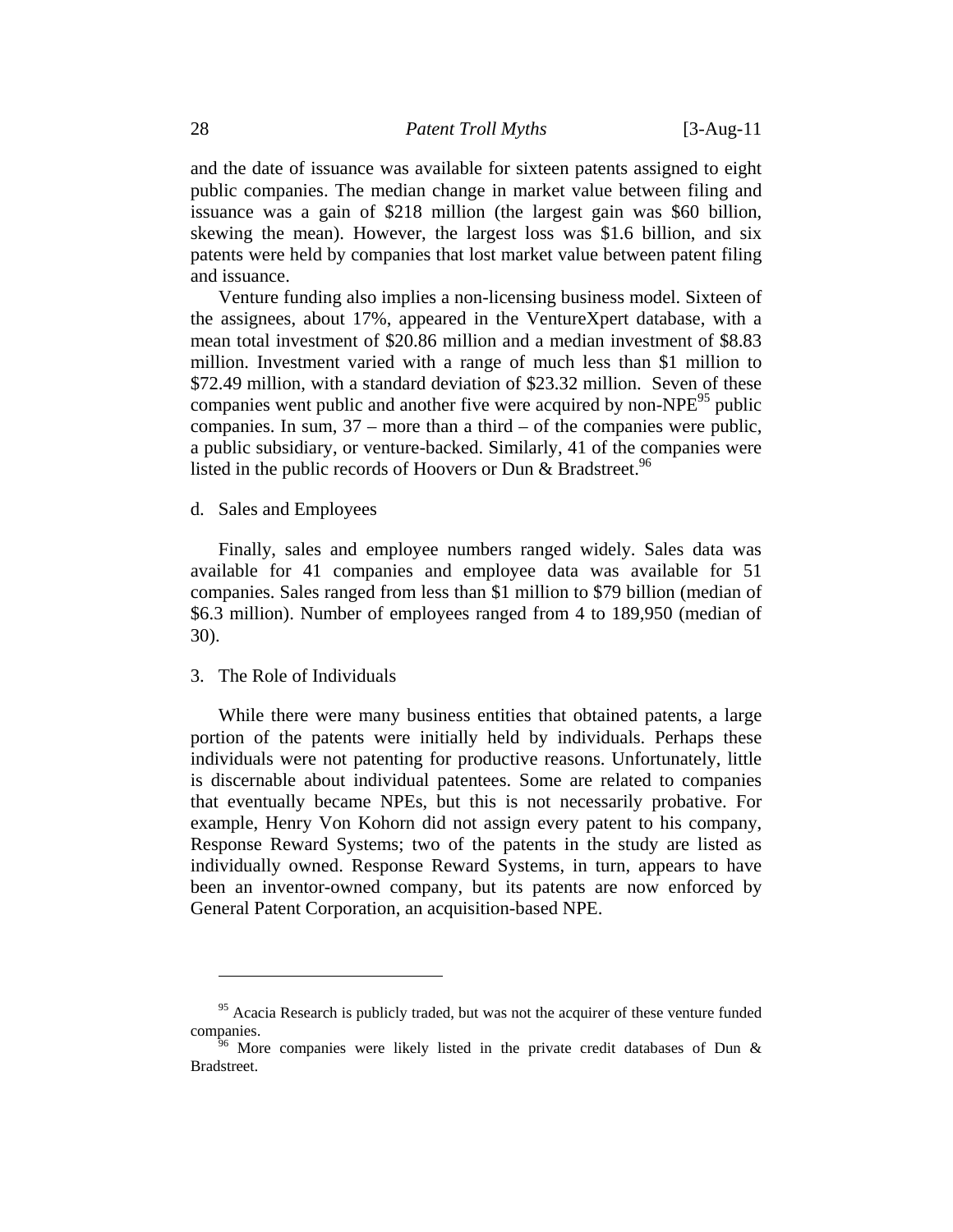and the date of issuance was available for sixteen patents assigned to eight public companies. The median change in market value between filing and issuance was a gain of $218 million (the largest gain was $60 billion, skewing the mean). However, the largest loss was $1.6 billion, and six patents were held by companies that lost market value between patent filing and issuance.

Venture funding also implies a non-licensing business model. Sixteen of the assignees, about 17%, appeared in the VentureXpert database, with a mean total investment of $20.86 million and a median investment of $8.83 million. Investment varied with a range of much less than $1 million to $72.49 million, with a standard deviation of $23.32 million. Seven of these companies went public and another five were acquired by non-NPE[95] public companies. In sum, 37 – more than a third – of the companies were public, a public subsidiary, or venture-backed. Similarly, 41 of the companies were listed in the public records of Hoovers or Dun & Bradstreet.[96]

d. Sales and Employees

Finally, sales and employee numbers ranged widely. Sales data was available for 41 companies and employee data was available for 51 companies. Sales ranged from less than $1 million to $79 billion (median of $6.3 million). Number of employees ranged from 4 to 189,950 (median of 30).

3. The Role of Individuals

While there were many business entities that obtained patents, a large portion of the patents were initially held by individuals. Perhaps these individuals were not patenting for productive reasons. Unfortunately, little is discernable about individual patentees. Some are related to companies that eventually became NPEs, but this is not necessarily probative. For example, Henry Von Kohorn did not assign every patent to his company, Response Reward Systems; two of the patents in the study are listed as individually owned. Response Reward Systems, in turn, appears to have been an inventor-owned company, but its patents are now enforced by General Patent Corporation, an acquisition-based NPE.

---

[95] Acacia Research is publicly traded, but was not the acquirer of these venture funded companies.

[96] More companies were likely listed in the private credit databases of Dun & Bradstreet.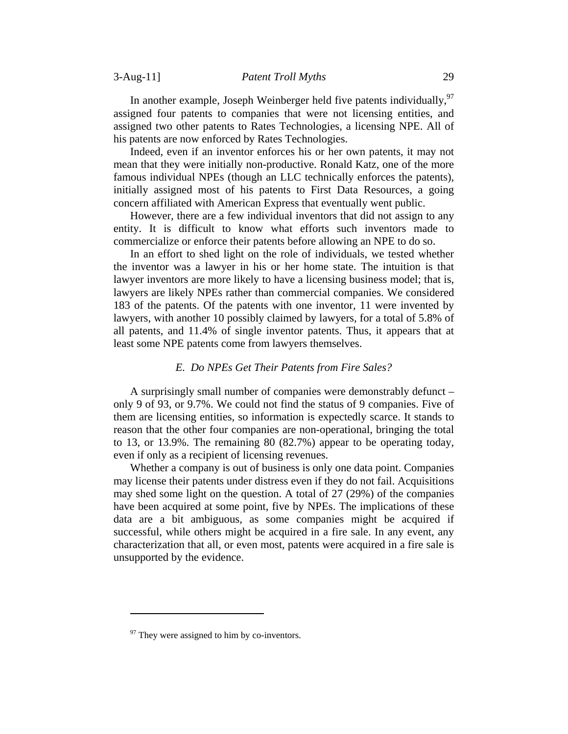In another example, Joseph Weinberger held five patents individually,[97] assigned four patents to companies that were not licensing entities, and assigned two other patents to Rates Technologies, a licensing NPE. All of his patents are now enforced by Rates Technologies.

Indeed, even if an inventor enforces his or her own patents, it may not mean that they were initially non-productive. Ronald Katz, one of the more famous individual NPEs (though an LLC technically enforces the patents), initially assigned most of his patents to First Data Resources, a going concern affiliated with American Express that eventually went public.

However, there are a few individual inventors that did not assign to any entity. It is difficult to know what efforts such inventors made to commercialize or enforce their patents before allowing an NPE to do so.

In an effort to shed light on the role of individuals, we tested whether the inventor was a lawyer in his or her home state. The intuition is that lawyer inventors are more likely to have a licensing business model; that is, lawyers are likely NPEs rather than commercial companies. We considered 183 of the patents. Of the patents with one inventor, 11 were invented by lawyers, with another 10 possibly claimed by lawyers, for a total of 5.8% of all patents, and 11.4% of single inventor patents. Thus, it appears that at least some NPE patents come from lawyers themselves.

### *E. Do NPEs Get Their Patents from Fire Sales?*

A surprisingly small number of companies were demonstrably defunct – only 9 of 93, or 9.7%. We could not find the status of 9 companies. Five of them are licensing entities, so information is expectedly scarce. It stands to reason that the other four companies are non-operational, bringing the total to 13, or 13.9%. The remaining 80 (82.7%) appear to be operating today, even if only as a recipient of licensing revenues.

Whether a company is out of business is only one data point. Companies may license their patents under distress even if they do not fail. Acquisitions may shed some light on the question. A total of 27 (29%) of the companies have been acquired at some point, five by NPEs. The implications of these data are a bit ambiguous, as some companies might be acquired if successful, while others might be acquired in a fire sale. In any event, any characterization that all, or even most, patents were acquired in a fire sale is unsupported by the evidence.

---

[97] They were assigned to him by co-inventors.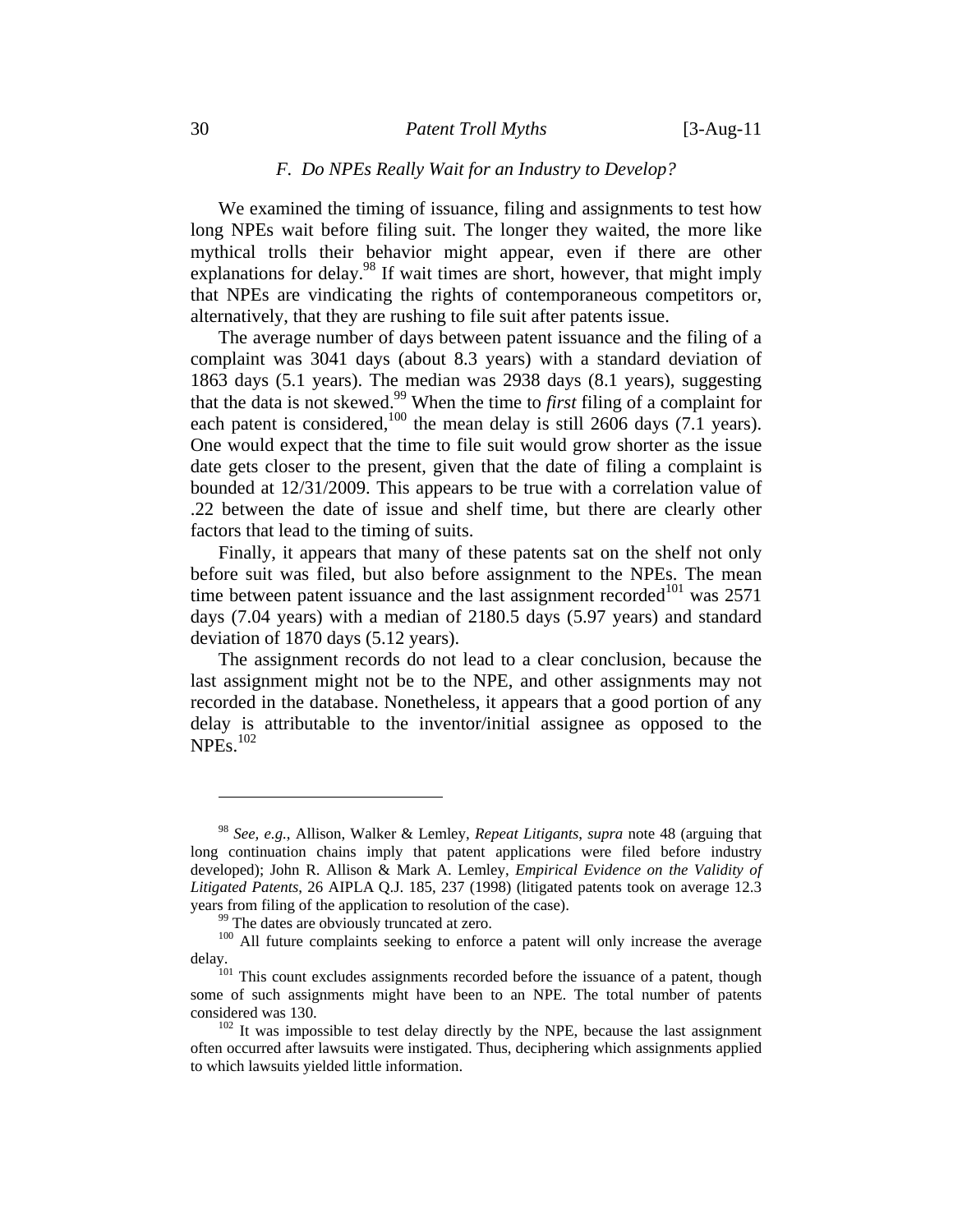### *F. Do NPEs Really Wait for an Industry to Develop?*

We examined the timing of issuance, filing and assignments to test how long NPEs wait before filing suit. The longer they waited, the more like mythical trolls their behavior might appear, even if there are other explanations for delay.[98] If wait times are short, however, that might imply that NPEs are vindicating the rights of contemporaneous competitors or, alternatively, that they are rushing to file suit after patents issue.

The average number of days between patent issuance and the filing of a complaint was 3041 days (about 8.3 years) with a standard deviation of 1863 days (5.1 years). The median was 2938 days (8.1 years), suggesting that the data is not skewed.[99] When the time to *first* filing of a complaint for each patent is considered,[100] the mean delay is still 2606 days (7.1 years). One would expect that the time to file suit would grow shorter as the issue date gets closer to the present, given that the date of filing a complaint is bounded at 12/31/2009. This appears to be true with a correlation value of .22 between the date of issue and shelf time, but there are clearly other factors that lead to the timing of suits.

Finally, it appears that many of these patents sat on the shelf not only before suit was filed, but also before assignment to the NPEs. The mean time between patent issuance and the last assignment recorded[101] was 2571 days (7.04 years) with a median of 2180.5 days (5.97 years) and standard deviation of 1870 days (5.12 years).

The assignment records do not lead to a clear conclusion, because the last assignment might not be to the NPE, and other assignments may not recorded in the database. Nonetheless, it appears that a good portion of any delay is attributable to the inventor/initial assignee as opposed to the NPEs.[102]

---

[98] *See, e.g.*, Allison, Walker & Lemley, *Repeat Litigants*, *supra* note 48 (arguing that long continuation chains imply that patent applications were filed before industry developed); John R. Allison & Mark A. Lemley, *Empirical Evidence on the Validity of Litigated Patents*, 26 AIPLA Q.J. 185, 237 (1998) (litigated patents took on average 12.3 years from filing of the application to resolution of the case).

[99] The dates are obviously truncated at zero.

[100] All future complaints seeking to enforce a patent will only increase the average delay.

[101] This count excludes assignments recorded before the issuance of a patent, though some of such assignments might have been to an NPE. The total number of patents considered was 130.

[102] It was impossible to test delay directly by the NPE, because the last assignment often occurred after lawsuits were instigated. Thus, deciphering which assignments applied to which lawsuits yielded little information.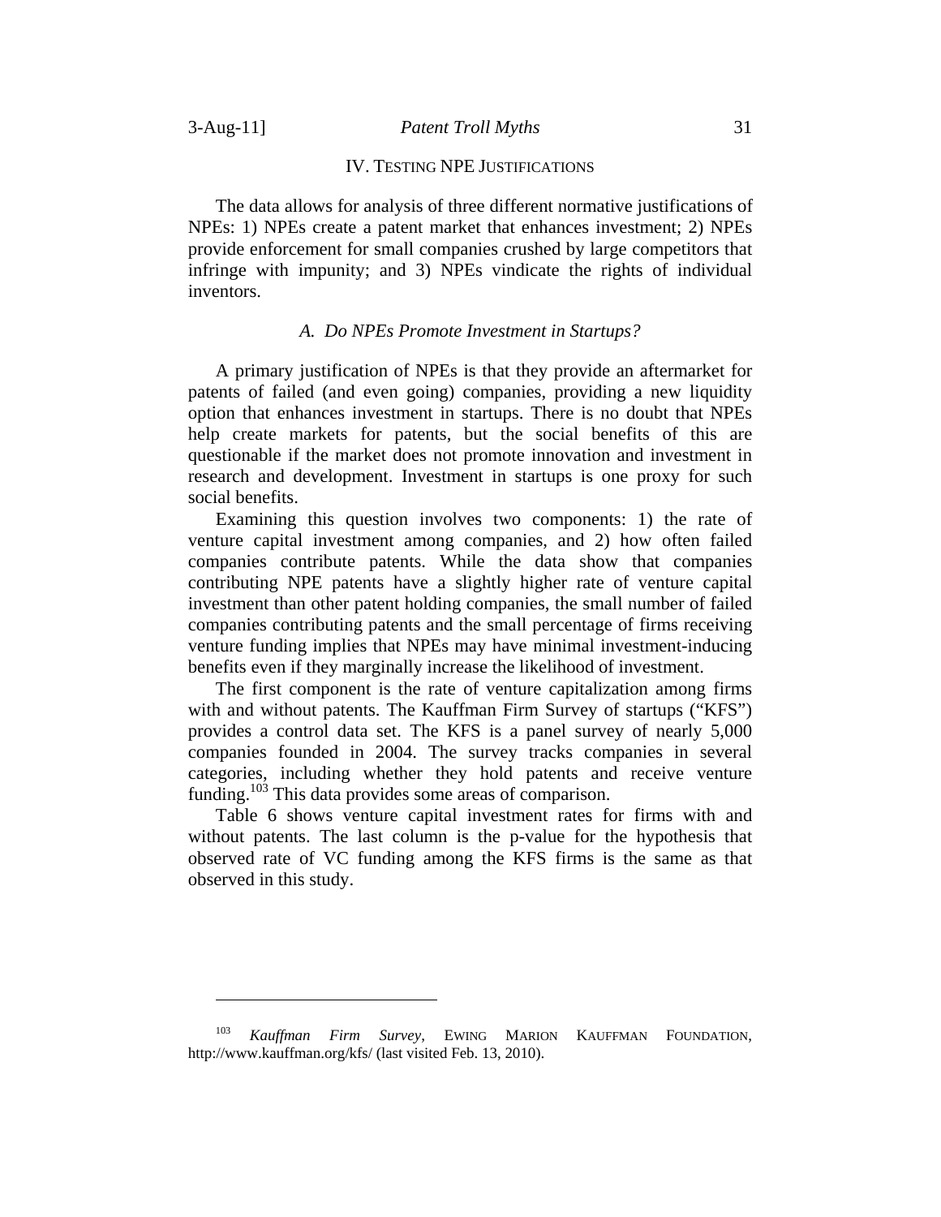## IV. TESTING NPE JUSTIFICATIONS

The data allows for analysis of three different normative justifications of NPEs: 1) NPEs create a patent market that enhances investment; 2) NPEs provide enforcement for small companies crushed by large competitors that infringe with impunity; and 3) NPEs vindicate the rights of individual inventors.

### *A. Do NPEs Promote Investment in Startups?*

A primary justification of NPEs is that they provide an aftermarket for patents of failed (and even going) companies, providing a new liquidity option that enhances investment in startups. There is no doubt that NPEs help create markets for patents, but the social benefits of this are questionable if the market does not promote innovation and investment in research and development. Investment in startups is one proxy for such social benefits.

Examining this question involves two components: 1) the rate of venture capital investment among companies, and 2) how often failed companies contribute patents. While the data show that companies contributing NPE patents have a slightly higher rate of venture capital investment than other patent holding companies, the small number of failed companies contributing patents and the small percentage of firms receiving venture funding implies that NPEs may have minimal investment-inducing benefits even if they marginally increase the likelihood of investment.

The first component is the rate of venture capitalization among firms with and without patents. The Kauffman Firm Survey of startups ("KFS") provides a control data set. The KFS is a panel survey of nearly 5,000 companies founded in 2004. The survey tracks companies in several categories, including whether they hold patents and receive venture funding.[103] This data provides some areas of comparison.

Table 6 shows venture capital investment rates for firms with and without patents. The last column is the p-value for the hypothesis that observed rate of VC funding among the KFS firms is the same as that observed in this study.

---

[103] *Kauffman Firm Survey*, EWING MARION KAUFFMAN FOUNDATION, http://www.kauffman.org/kfs/ (last visited Feb. 13, 2010).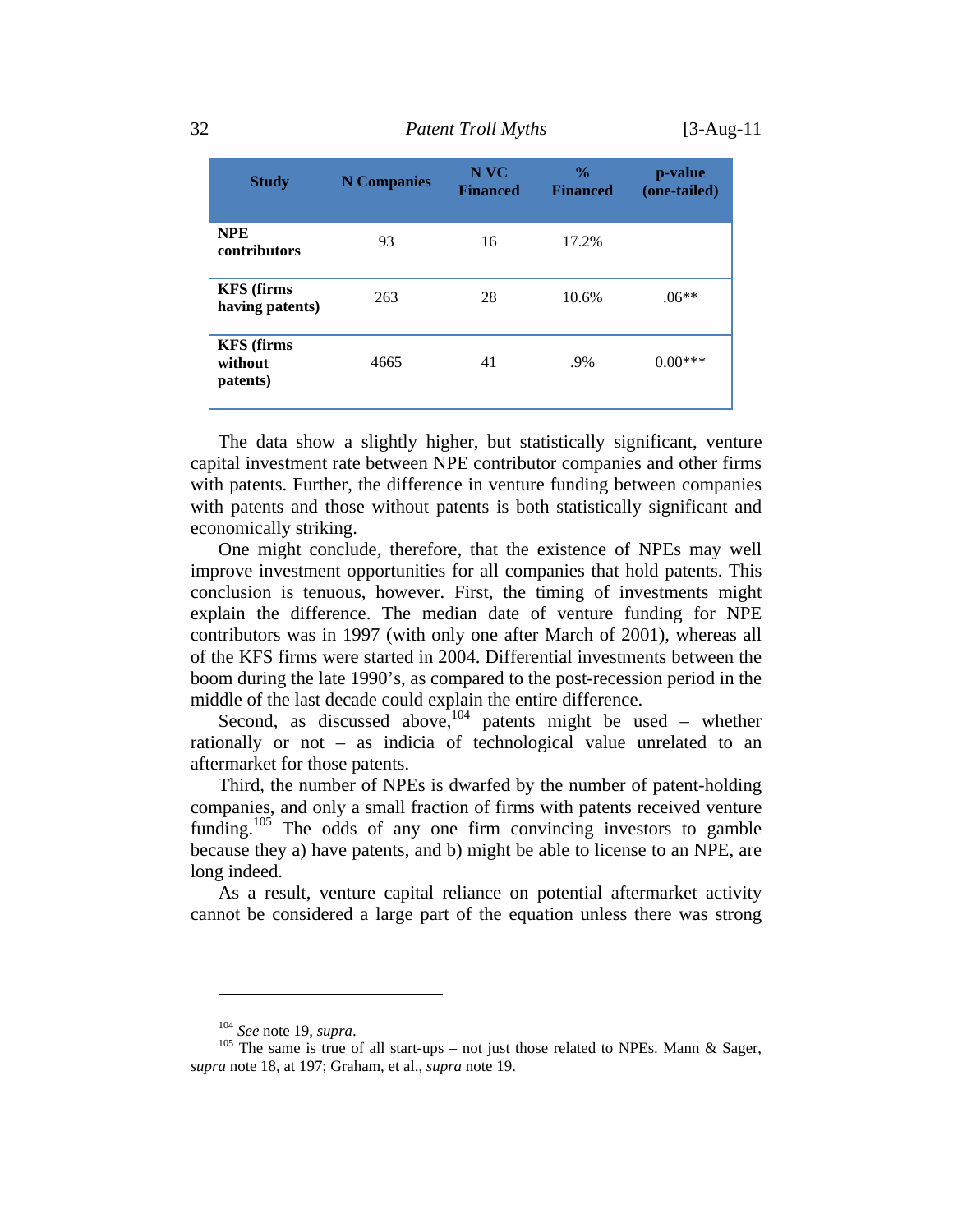| Study | N Companies | N VC Financed | % Financed | p-value (one-tailed) |
|---|---|---|---|---|
| **NPE contributors** | 93 | 16 | 17.2% | |
| **KFS (firms having patents)** | 263 | 28 | 10.6% | .06** |
| **KFS (firms without patents)** | 4665 | 41 | .9% | 0.00*** |

The data show a slightly higher, but statistically significant, venture capital investment rate between NPE contributor companies and other firms with patents. Further, the difference in venture funding between companies with patents and those without patents is both statistically significant and economically striking.

One might conclude, therefore, that the existence of NPEs may well improve investment opportunities for all companies that hold patents. This conclusion is tenuous, however. First, the timing of investments might explain the difference. The median date of venture funding for NPE contributors was in 1997 (with only one after March of 2001), whereas all of the KFS firms were started in 2004. Differential investments between the boom during the late 1990's, as compared to the post-recession period in the middle of the last decade could explain the entire difference.

Second, as discussed above,[104] patents might be used – whether rationally or not – as indicia of technological value unrelated to an aftermarket for those patents.

Third, the number of NPEs is dwarfed by the number of patent-holding companies, and only a small fraction of firms with patents received venture funding.[105] The odds of any one firm convincing investors to gamble because they a) have patents, and b) might be able to license to an NPE, are long indeed.

As a result, venture capital reliance on potential aftermarket activity cannot be considered a large part of the equation unless there was strong

---

[104] *See* note 19, *supra*.

[105] The same is true of all start-ups – not just those related to NPEs. Mann & Sager, *supra* note 18, at 197; Graham, et al., *supra* note 19.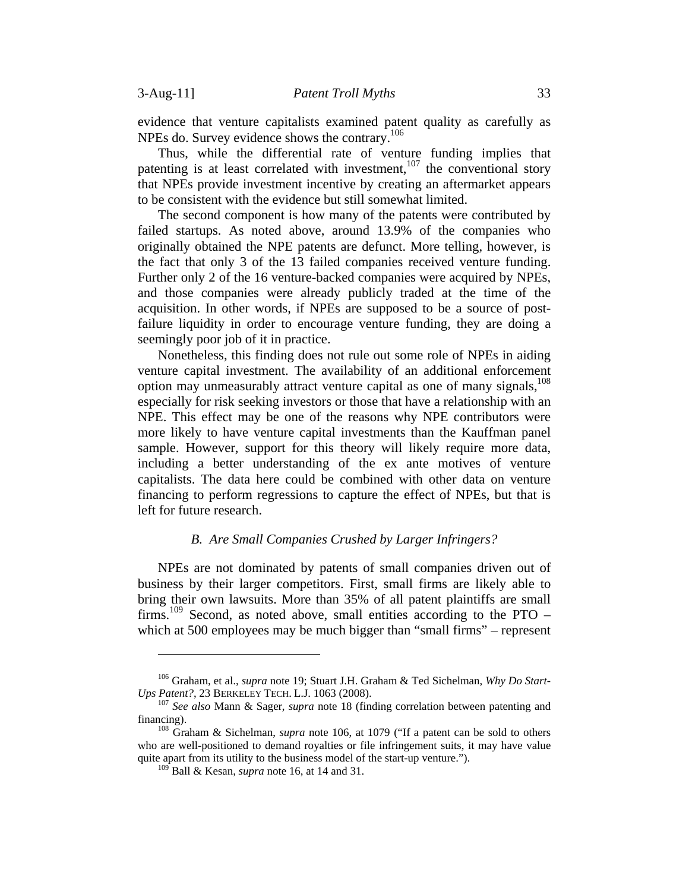evidence that venture capitalists examined patent quality as carefully as NPEs do. Survey evidence shows the contrary.[106]

Thus, while the differential rate of venture funding implies that patenting is at least correlated with investment,[107] the conventional story that NPEs provide investment incentive by creating an aftermarket appears to be consistent with the evidence but still somewhat limited.

The second component is how many of the patents were contributed by failed startups. As noted above, around 13.9% of the companies who originally obtained the NPE patents are defunct. More telling, however, is the fact that only 3 of the 13 failed companies received venture funding. Further only 2 of the 16 venture-backed companies were acquired by NPEs, and those companies were already publicly traded at the time of the acquisition. In other words, if NPEs are supposed to be a source of post-failure liquidity in order to encourage venture funding, they are doing a seemingly poor job of it in practice.

Nonetheless, this finding does not rule out some role of NPEs in aiding venture capital investment. The availability of an additional enforcement option may unmeasurably attract venture capital as one of many signals,[108] especially for risk seeking investors or those that have a relationship with an NPE. This effect may be one of the reasons why NPE contributors were more likely to have venture capital investments than the Kauffman panel sample. However, support for this theory will likely require more data, including a better understanding of the ex ante motives of venture capitalists. The data here could be combined with other data on venture financing to perform regressions to capture the effect of NPEs, but that is left for future research.

### *B. Are Small Companies Crushed by Larger Infringers?*

NPEs are not dominated by patents of small companies driven out of business by their larger competitors. First, small firms are likely able to bring their own lawsuits. More than 35% of all patent plaintiffs are small firms.[109] Second, as noted above, small entities according to the PTO – which at 500 employees may be much bigger than "small firms" – represent

---

[106] Graham, et al., *supra* note 19; Stuart J.H. Graham & Ted Sichelman, *Why Do Start-Ups Patent?*, 23 BERKELEY TECH. L.J. 1063 (2008).

[107] *See also* Mann & Sager, *supra* note 18 (finding correlation between patenting and financing).

[108] Graham & Sichelman, *supra* note 106, at 1079 ("If a patent can be sold to others who are well-positioned to demand royalties or file infringement suits, it may have value quite apart from its utility to the business model of the start-up venture.").

[109] Ball & Kesan, *supra* note 16, at 14 and 31.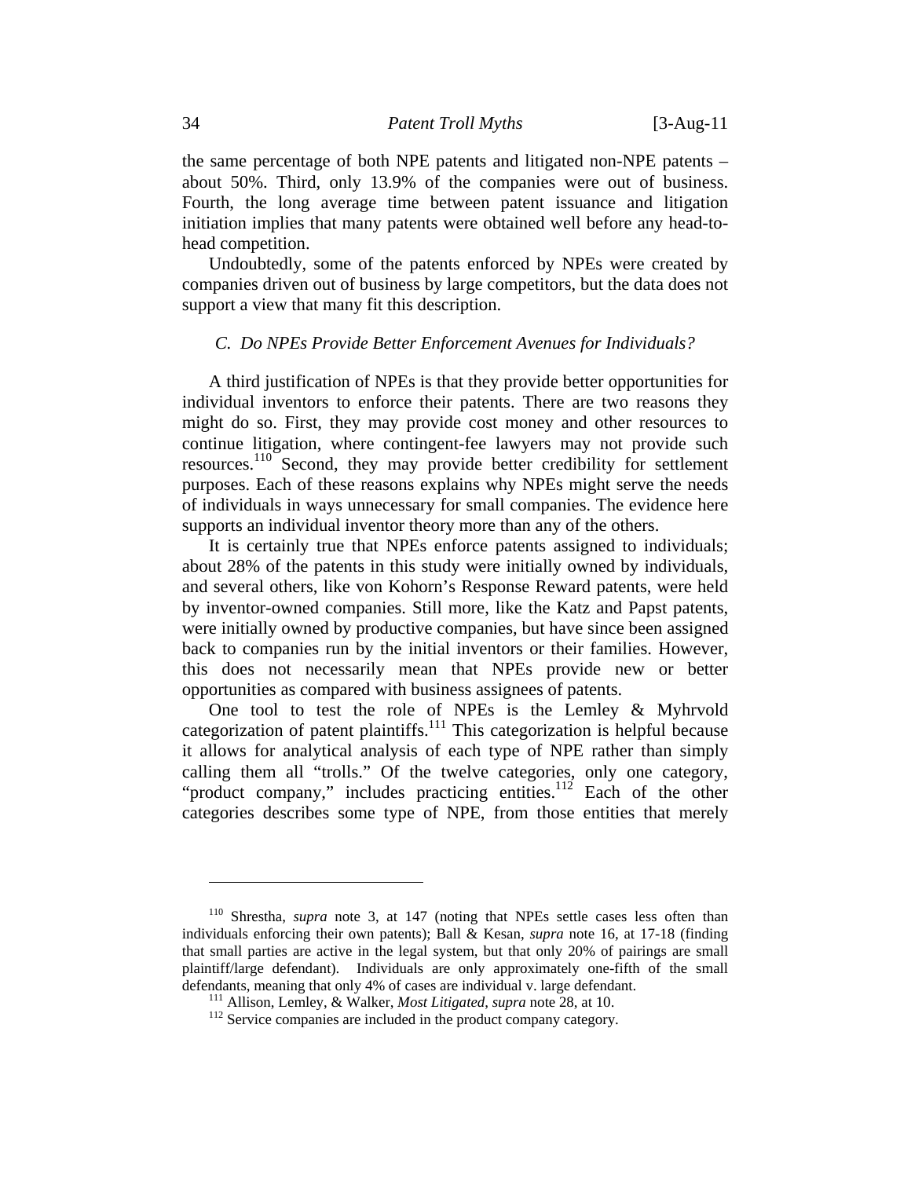the same percentage of both NPE patents and litigated non-NPE patents – about 50%. Third, only 13.9% of the companies were out of business. Fourth, the long average time between patent issuance and litigation initiation implies that many patents were obtained well before any head-to-head competition.

Undoubtedly, some of the patents enforced by NPEs were created by companies driven out of business by large competitors, but the data does not support a view that many fit this description.

### *C. Do NPEs Provide Better Enforcement Avenues for Individuals?*

A third justification of NPEs is that they provide better opportunities for individual inventors to enforce their patents. There are two reasons they might do so. First, they may provide cost money and other resources to continue litigation, where contingent-fee lawyers may not provide such resources.[110] Second, they may provide better credibility for settlement purposes. Each of these reasons explains why NPEs might serve the needs of individuals in ways unnecessary for small companies. The evidence here supports an individual inventor theory more than any of the others.

It is certainly true that NPEs enforce patents assigned to individuals; about 28% of the patents in this study were initially owned by individuals, and several others, like von Kohorn's Response Reward patents, were held by inventor-owned companies. Still more, like the Katz and Papst patents, were initially owned by productive companies, but have since been assigned back to companies run by the initial inventors or their families. However, this does not necessarily mean that NPEs provide new or better opportunities as compared with business assignees of patents.

One tool to test the role of NPEs is the Lemley & Myhrvold categorization of patent plaintiffs.[111] This categorization is helpful because it allows for analytical analysis of each type of NPE rather than simply calling them all "trolls." Of the twelve categories, only one category, "product company," includes practicing entities.[112] Each of the other categories describes some type of NPE, from those entities that merely

---

[110] Shrestha, *supra* note 3, at 147 (noting that NPEs settle cases less often than individuals enforcing their own patents); Ball & Kesan, *supra* note 16, at 17-18 (finding that small parties are active in the legal system, but that only 20% of pairings are small plaintiff/large defendant). Individuals are only approximately one-fifth of the small defendants, meaning that only 4% of cases are individual v. large defendant.

[111] Allison, Lemley, & Walker, *Most Litigated*, *supra* note 28, at 10.

[112] Service companies are included in the product company category.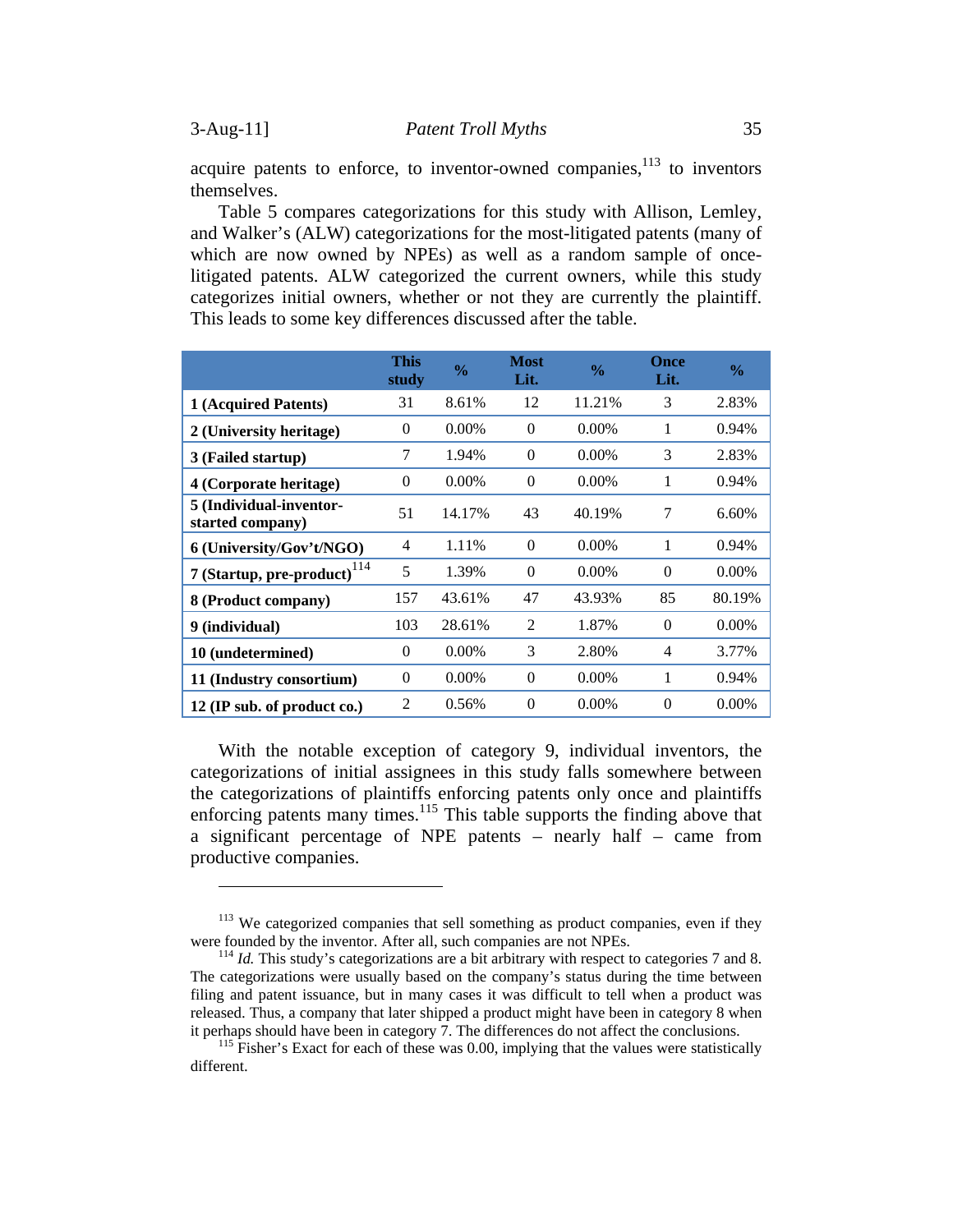acquire patents to enforce, to inventor-owned companies,[113] to inventors themselves.

Table 5 compares categorizations for this study with Allison, Lemley, and Walker's (ALW) categorizations for the most-litigated patents (many of which are now owned by NPEs) as well as a random sample of once-litigated patents. ALW categorized the current owners, while this study categorizes initial owners, whether or not they are currently the plaintiff. This leads to some key differences discussed after the table.

| | This study | % | Most Lit. | % | Once Lit. | % |
|---|---|---|---|---|---|---|
| **1 (Acquired Patents)** | 31 | 8.61% | 12 | 11.21% | 3 | 2.83% |
| **2 (University heritage)** | 0 | 0.00% | 0 | 0.00% | 1 | 0.94% |
| **3 (Failed startup)** | 7 | 1.94% | 0 | 0.00% | 3 | 2.83% |
| **4 (Corporate heritage)** | 0 | 0.00% | 0 | 0.00% | 1 | 0.94% |
| **5 (Individual-inventor-started company)** | 51 | 14.17% | 43 | 40.19% | 7 | 6.60% |
| **6 (University/Gov't/NGO)** | 4 | 1.11% | 0 | 0.00% | 1 | 0.94% |
| **7 (Startup, pre-product)**[114] | 5 | 1.39% | 0 | 0.00% | 0 | 0.00% |
| **8 (Product company)** | 157 | 43.61% | 47 | 43.93% | 85 | 80.19% |
| **9 (individual)** | 103 | 28.61% | 2 | 1.87% | 0 | 0.00% |
| **10 (undetermined)** | 0 | 0.00% | 3 | 2.80% | 4 | 3.77% |
| **11 (Industry consortium)** | 0 | 0.00% | 0 | 0.00% | 1 | 0.94% |
| **12 (IP sub. of product co.)** | 2 | 0.56% | 0 | 0.00% | 0 | 0.00% |

With the notable exception of category 9, individual inventors, the categorizations of initial assignees in this study falls somewhere between the categorizations of plaintiffs enforcing patents only once and plaintiffs enforcing patents many times.[115] This table supports the finding above that a significant percentage of NPE patents – nearly half – came from productive companies.

---

[113] We categorized companies that sell something as product companies, even if they were founded by the inventor. After all, such companies are not NPEs.

[114] *Id.* This study's categorizations are a bit arbitrary with respect to categories 7 and 8. The categorizations were usually based on the company's status during the time between filing and patent issuance, but in many cases it was difficult to tell when a product was released. Thus, a company that later shipped a product might have been in category 8 when it perhaps should have been in category 7. The differences do not affect the conclusions.

[115] Fisher's Exact for each of these was 0.00, implying that the values were statistically different.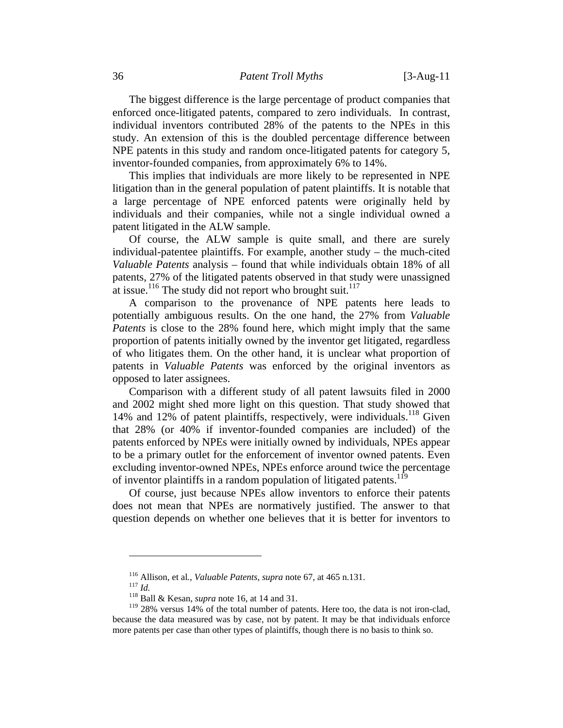The biggest difference is the large percentage of product companies that enforced once-litigated patents, compared to zero individuals. In contrast, individual inventors contributed 28% of the patents to the NPEs in this study. An extension of this is the doubled percentage difference between NPE patents in this study and random once-litigated patents for category 5, inventor-founded companies, from approximately 6% to 14%.

This implies that individuals are more likely to be represented in NPE litigation than in the general population of patent plaintiffs. It is notable that a large percentage of NPE enforced patents were originally held by individuals and their companies, while not a single individual owned a patent litigated in the ALW sample.

Of course, the ALW sample is quite small, and there are surely individual-patentee plaintiffs. For example, another study – the much-cited *Valuable Patents* analysis – found that while individuals obtain 18% of all patents, 27% of the litigated patents observed in that study were unassigned at issue.[116] The study did not report who brought suit.[117]

A comparison to the provenance of NPE patents here leads to potentially ambiguous results. On the one hand, the 27% from *Valuable Patents* is close to the 28% found here, which might imply that the same proportion of patents initially owned by the inventor get litigated, regardless of who litigates them. On the other hand, it is unclear what proportion of patents in *Valuable Patents* was enforced by the original inventors as opposed to later assignees.

Comparison with a different study of all patent lawsuits filed in 2000 and 2002 might shed more light on this question. That study showed that 14% and 12% of patent plaintiffs, respectively, were individuals.[118] Given that 28% (or 40% if inventor-founded companies are included) of the patents enforced by NPEs were initially owned by individuals, NPEs appear to be a primary outlet for the enforcement of inventor owned patents. Even excluding inventor-owned NPEs, NPEs enforce around twice the percentage of inventor plaintiffs in a random population of litigated patents.[119]

Of course, just because NPEs allow inventors to enforce their patents does not mean that NPEs are normatively justified. The answer to that question depends on whether one believes that it is better for inventors to

---

[116] Allison, et al., *Valuable Patents, supra* note 67, at 465 n.131.

[117] *Id.*

[118] Ball & Kesan, *supra* note 16, at 14 and 31.

[119] 28% versus 14% of the total number of patents. Here too, the data is not iron-clad, because the data measured was by case, not by patent. It may be that individuals enforce more patents per case than other types of plaintiffs, though there is no basis to think so.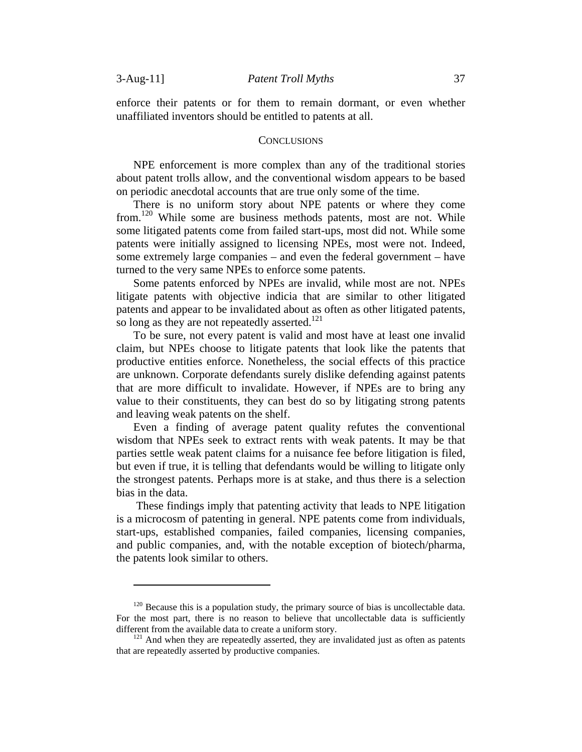enforce their patents or for them to remain dormant, or even whether unaffiliated inventors should be entitled to patents at all.

## CONCLUSIONS

NPE enforcement is more complex than any of the traditional stories about patent trolls allow, and the conventional wisdom appears to be based on periodic anecdotal accounts that are true only some of the time.

There is no uniform story about NPE patents or where they come from.[120] While some are business methods patents, most are not. While some litigated patents come from failed start-ups, most did not. While some patents were initially assigned to licensing NPEs, most were not. Indeed, some extremely large companies – and even the federal government – have turned to the very same NPEs to enforce some patents.

Some patents enforced by NPEs are invalid, while most are not. NPEs litigate patents with objective indicia that are similar to other litigated patents and appear to be invalidated about as often as other litigated patents, so long as they are not repeatedly asserted.[121]

To be sure, not every patent is valid and most have at least one invalid claim, but NPEs choose to litigate patents that look like the patents that productive entities enforce. Nonetheless, the social effects of this practice are unknown. Corporate defendants surely dislike defending against patents that are more difficult to invalidate. However, if NPEs are to bring any value to their constituents, they can best do so by litigating strong patents and leaving weak patents on the shelf.

Even a finding of average patent quality refutes the conventional wisdom that NPEs seek to extract rents with weak patents. It may be that parties settle weak patent claims for a nuisance fee before litigation is filed, but even if true, it is telling that defendants would be willing to litigate only the strongest patents. Perhaps more is at stake, and thus there is a selection bias in the data.

These findings imply that patenting activity that leads to NPE litigation is a microcosm of patenting in general. NPE patents come from individuals, start-ups, established companies, failed companies, licensing companies, and public companies, and, with the notable exception of biotech/pharma, the patents look similar to others.

---

[120] Because this is a population study, the primary source of bias is uncollectable data. For the most part, there is no reason to believe that uncollectable data is sufficiently different from the available data to create a uniform story.

[121] And when they are repeatedly asserted, they are invalidated just as often as patents that are repeatedly asserted by productive companies.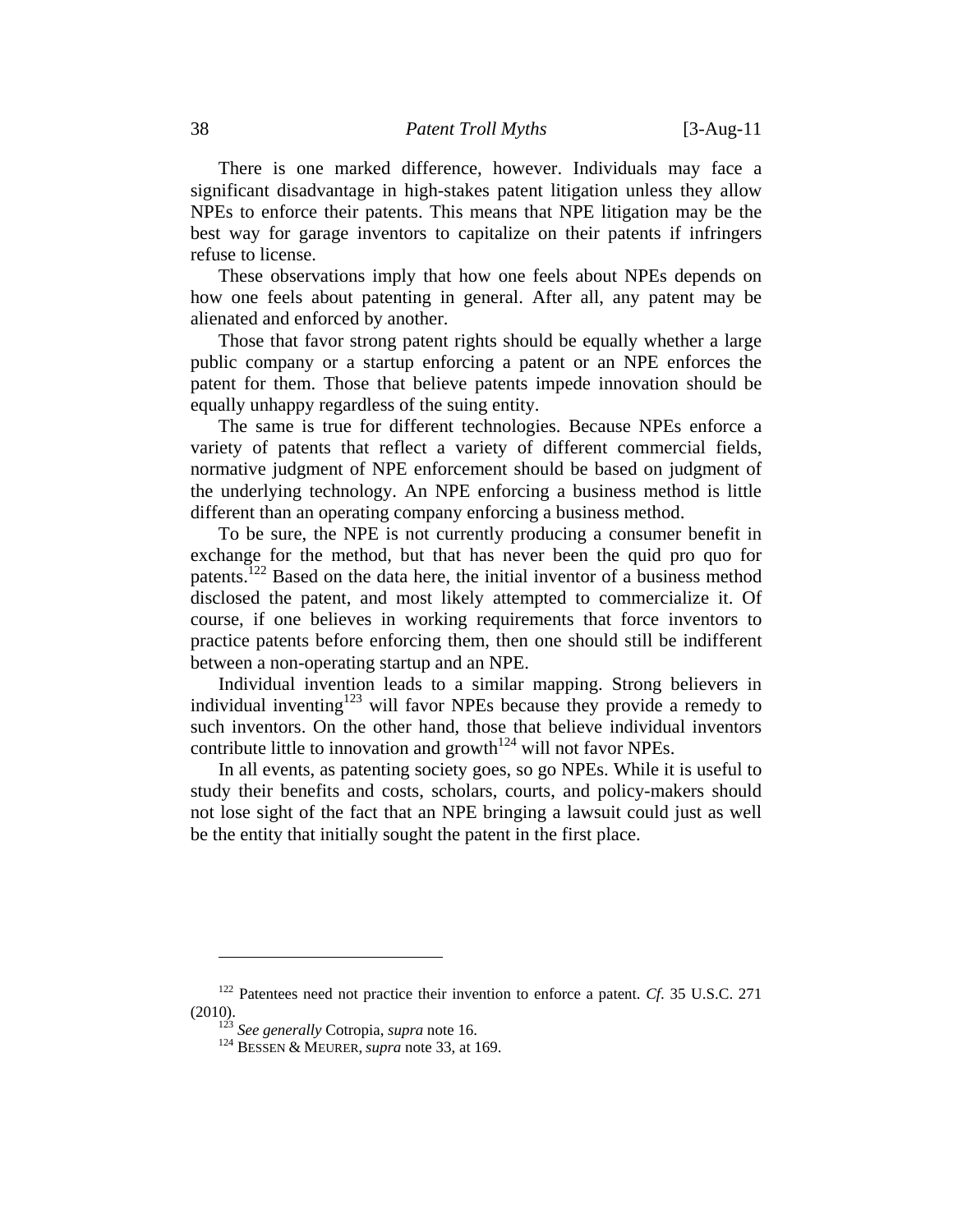There is one marked difference, however. Individuals may face a significant disadvantage in high-stakes patent litigation unless they allow NPEs to enforce their patents. This means that NPE litigation may be the best way for garage inventors to capitalize on their patents if infringers refuse to license.

These observations imply that how one feels about NPEs depends on how one feels about patenting in general. After all, any patent may be alienated and enforced by another.

Those that favor strong patent rights should be equally whether a large public company or a startup enforcing a patent or an NPE enforces the patent for them. Those that believe patents impede innovation should be equally unhappy regardless of the suing entity.

The same is true for different technologies. Because NPEs enforce a variety of patents that reflect a variety of different commercial fields, normative judgment of NPE enforcement should be based on judgment of the underlying technology. An NPE enforcing a business method is little different than an operating company enforcing a business method.

To be sure, the NPE is not currently producing a consumer benefit in exchange for the method, but that has never been the quid pro quo for patents.[122] Based on the data here, the initial inventor of a business method disclosed the patent, and most likely attempted to commercialize it. Of course, if one believes in working requirements that force inventors to practice patents before enforcing them, then one should still be indifferent between a non-operating startup and an NPE.

Individual invention leads to a similar mapping. Strong believers in individual inventing[123] will favor NPEs because they provide a remedy to such inventors. On the other hand, those that believe individual inventors contribute little to innovation and growth[124] will not favor NPEs.

In all events, as patenting society goes, so go NPEs. While it is useful to study their benefits and costs, scholars, courts, and policy-makers should not lose sight of the fact that an NPE bringing a lawsuit could just as well be the entity that initially sought the patent in the first place.

---

[122] Patentees need not practice their invention to enforce a patent. *Cf*. 35 U.S.C. 271 (2010).

[123] *See generally* Cotropia, *supra* note 16.

[124] BESSEN & MEURER, *supra* note 33, at 169.